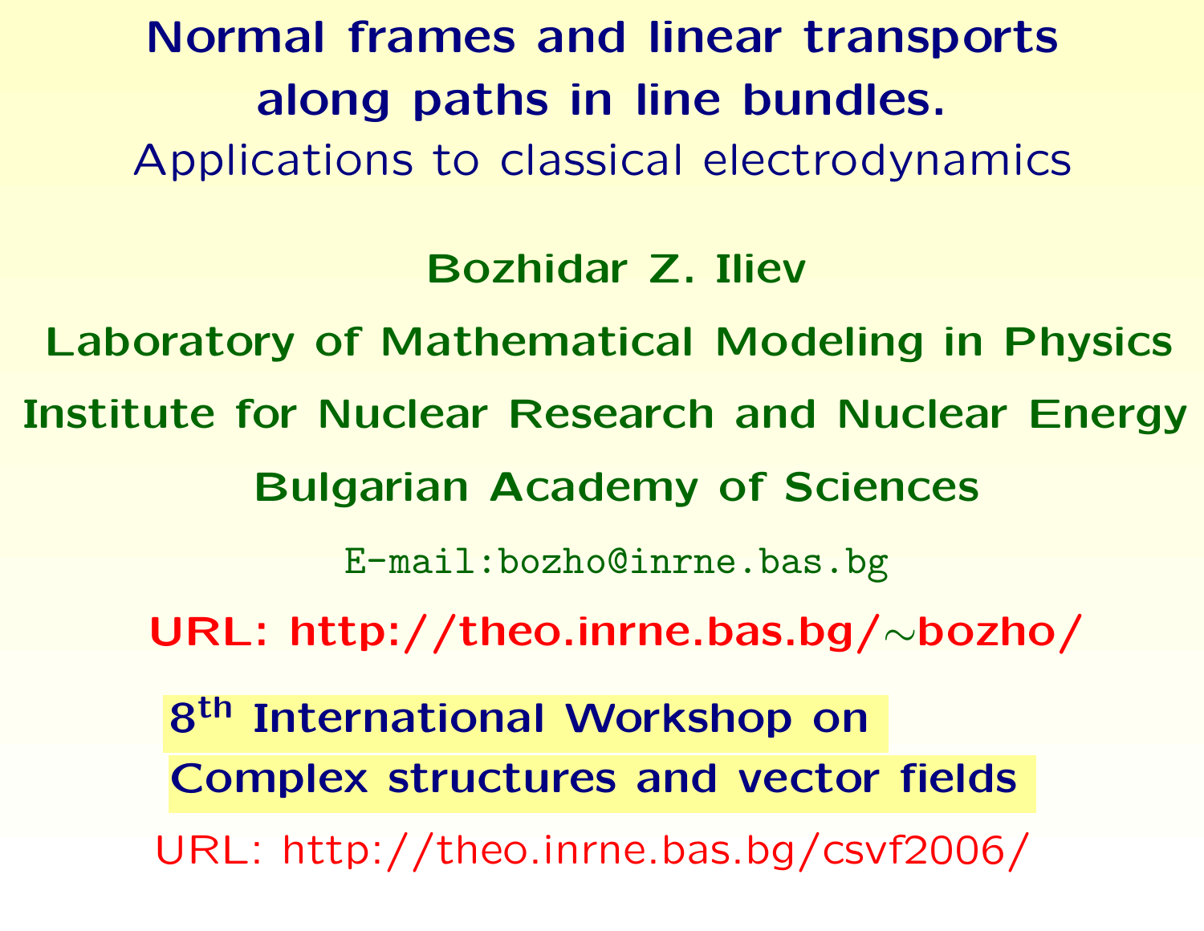# Normal frames and linear transports along paths in line bundles.

## Applications to classical electrodynamics

**Bozhidar Z. Iliev**

**Laboratory of Mathematical Modeling in Physics**

**Institute for Nuclear Research and Nuclear Energy**

**Bulgarian Academy of Sciences**

E-mail:bozho@inrne.bas.bg

**URL: http://theo.inrne.bas.bg/~bozho/**

**8th International Workshop on**

**Complex structures and vector fields**

URL: http://theo.inrne.bas.bg/csvf2006/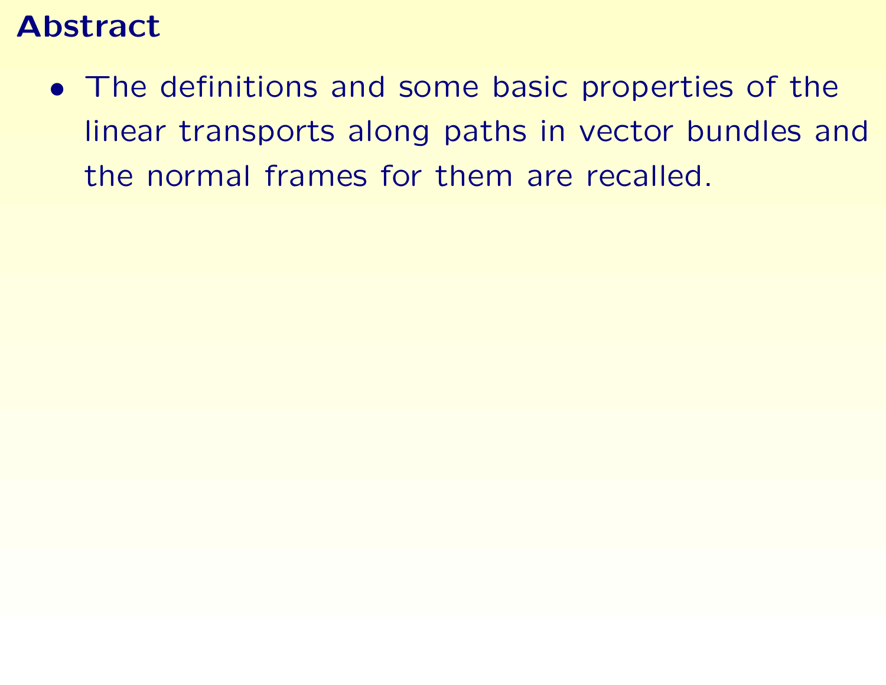## Abstract

- The definitions and some basic properties of the linear transports along paths in vector bundles and the normal frames for them are recalled.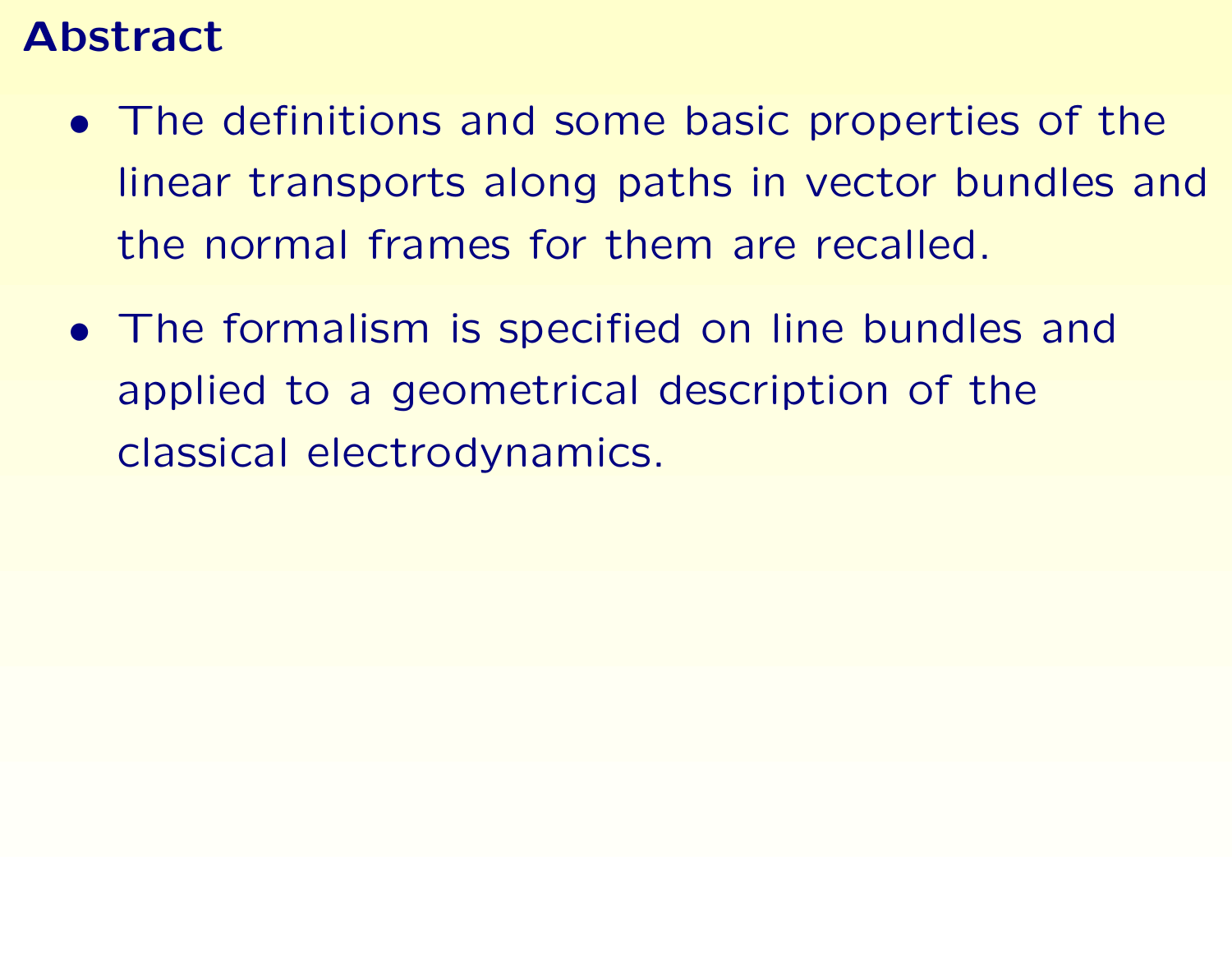## Abstract

- The definitions and some basic properties of the linear transports along paths in vector bundles and the normal frames for them are recalled.
- The formalism is specified on line bundles and applied to a geometrical description of the classical electrodynamics.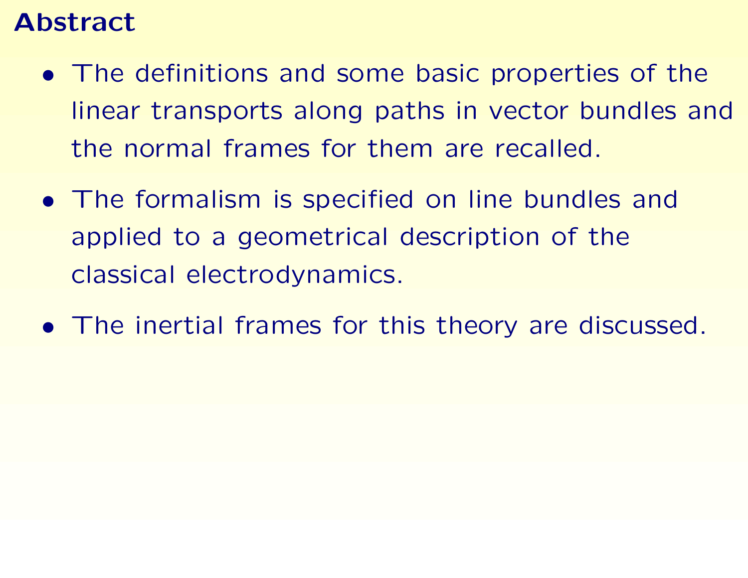## Abstract

- The definitions and some basic properties of the linear transports along paths in vector bundles and the normal frames for them are recalled.
- The formalism is specified on line bundles and applied to a geometrical description of the classical electrodynamics.
- The inertial frames for this theory are discussed.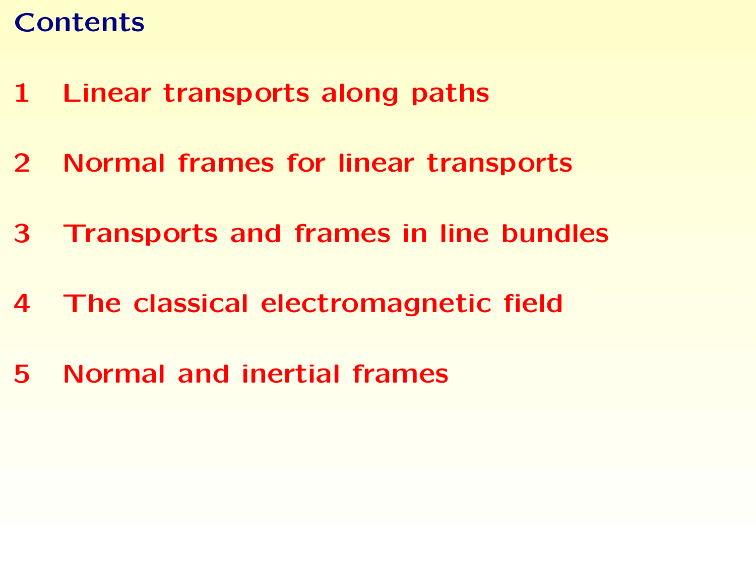# Contents

1 Linear transports along paths

2 Normal frames for linear transports

3 Transports and frames in line bundles

4 The classical electromagnetic field

5 Normal and inertial frames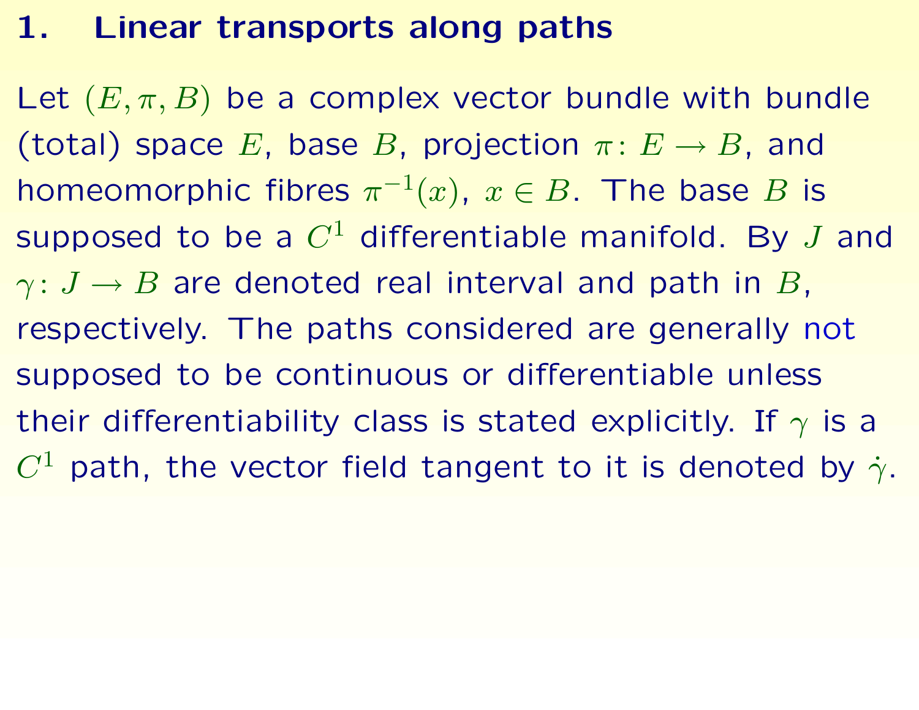# 1. Linear transports along paths

Let $(E, \pi, B)$ be a complex vector bundle with bundle (total) space $E$, base $B$, projection $\pi \colon E \to B$, and homeomorphic fibres $\pi^{-1}(x)$, $x \in B$. The base $B$ is supposed to be a $C^1$ differentiable manifold. By $J$ and $\gamma \colon J \to B$ are denoted real interval and path in $B$, respectively. The paths considered are generally not supposed to be continuous or differentiable unless their differentiability class is stated explicitly. If $\gamma$ is a $C^1$ path, the vector field tangent to it is denoted by $\dot{\gamma}$.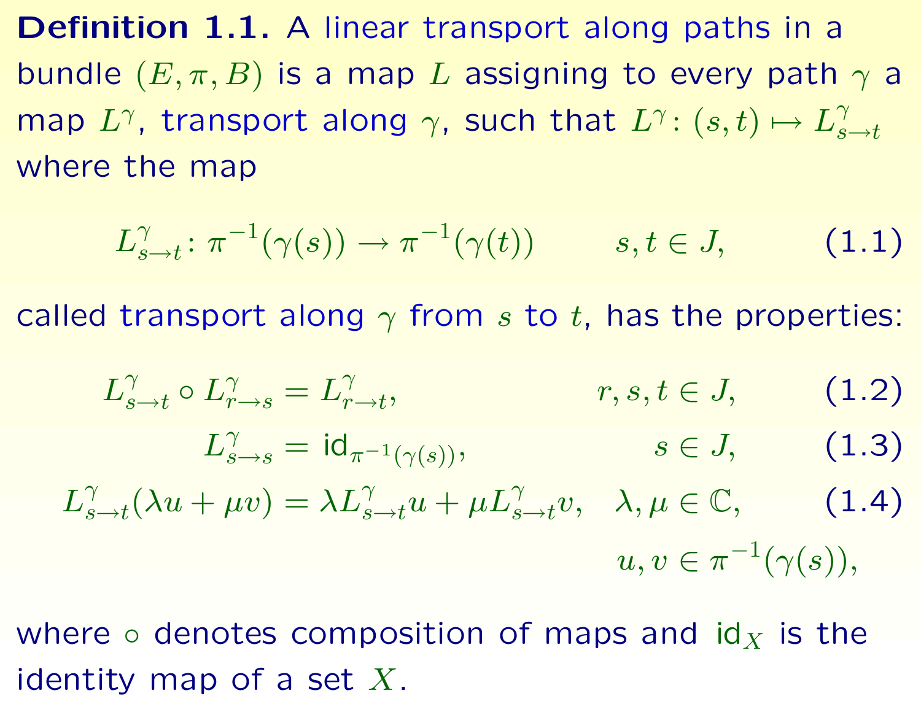**Definition 1.1.** A linear transport along paths in a bundle $(E, \pi, B)$ is a map $L$ assigning to every path $\gamma$ a map $L^\gamma$, transport along $\gamma$, such that $L^\gamma\colon (s,t) \mapsto L^\gamma_{s\to t}$ where the map

$$L^\gamma_{s\to t}\colon \pi^{-1}(\gamma(s)) \to \pi^{-1}(\gamma(t)) \qquad s,t \in J, \tag{1.1}$$

called transport along $\gamma$ from $s$ to $t$, has the properties:

$$L^\gamma_{s\to t} \circ L^\gamma_{r\to s} = L^\gamma_{r\to t}, \qquad r,s,t \in J, \tag{1.2}$$

$$L^\gamma_{s\to s} = \mathsf{id}_{\pi^{-1}(\gamma(s))}, \qquad s \in J, \tag{1.3}$$

$$L^\gamma_{s\to t}(\lambda u + \mu v) = \lambda L^\gamma_{s\to t} u + \mu L^\gamma_{s\to t} v, \quad \lambda, \mu \in \mathbb{C}, \quad u, v \in \pi^{-1}(\gamma(s)), \tag{1.4}$$

where $\circ$ denotes composition of maps and $\mathsf{id}_X$ is the identity map of a set $X$.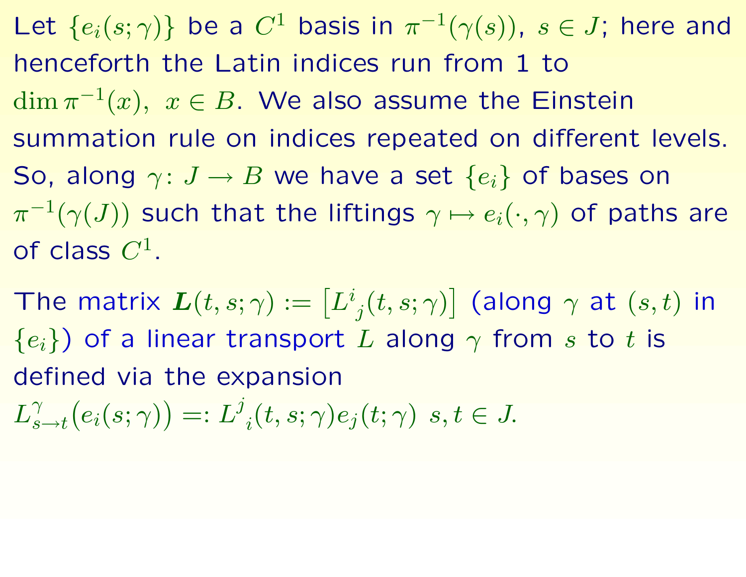Let $\{e_i(s;\gamma)\}$ be a $C^1$ basis in $\pi^{-1}(\gamma(s))$, $s \in J$; here and henceforth the Latin indices run from 1 to $\dim \pi^{-1}(x),\ x \in B$. We also assume the Einstein summation rule on indices repeated on different levels. So, along $\gamma\colon J \to B$ we have a set $\{e_i\}$ of bases on $\pi^{-1}(\gamma(J))$ such that the liftings $\gamma \mapsto e_i(\cdot,\gamma)$ of paths are of class $C^1$.

The matrix $\boldsymbol{L}(t,s;\gamma) := \left[L^i{}_j(t,s;\gamma)\right]$ (along $\gamma$ at $(s,t)$ in $\{e_i\}$) of a linear transport $L$ along $\gamma$ from $s$ to $t$ is defined via the expansion
$L^\gamma_{s\to t}\big(e_i(s;\gamma)\big) =: L^j{}_i(t,s;\gamma)e_j(t;\gamma)\ s,t \in J.$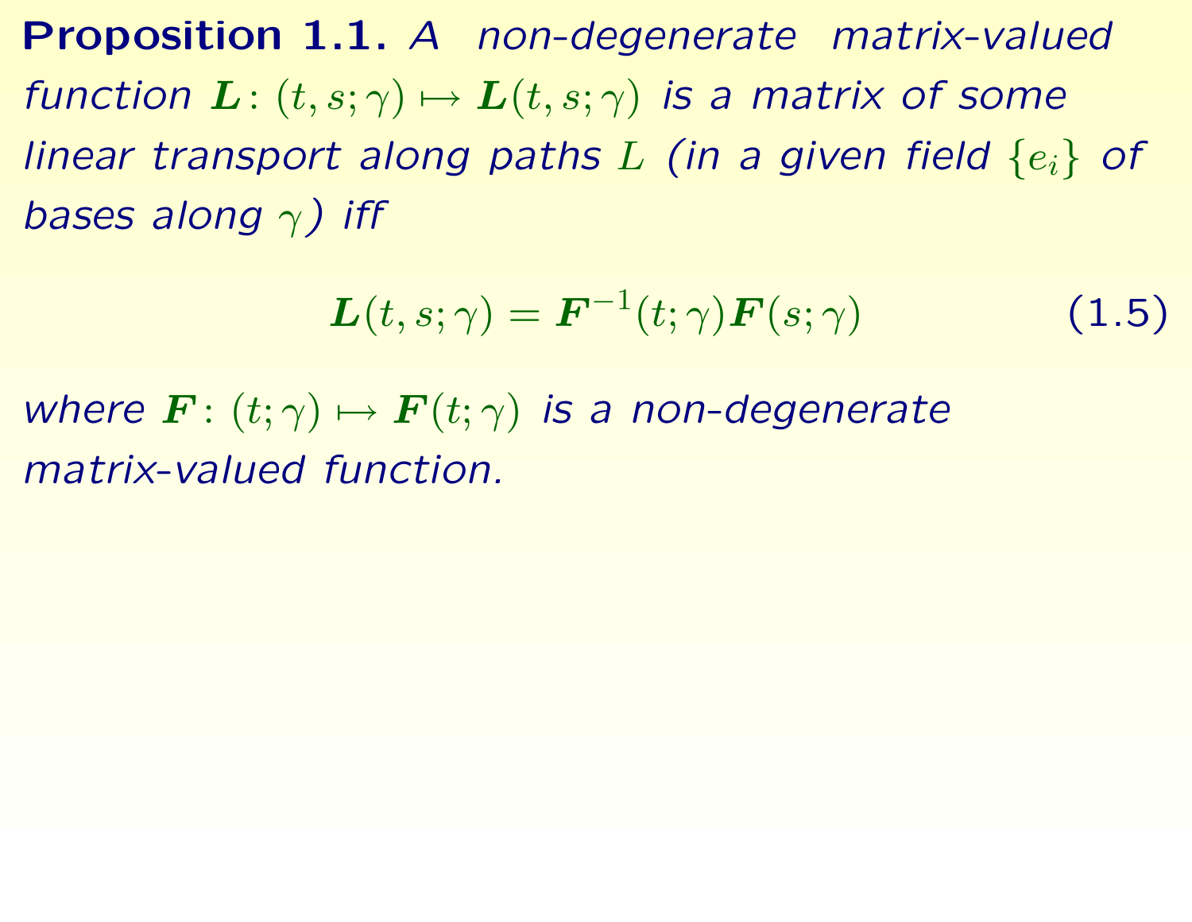**Proposition 1.1.** *A non-degenerate matrix-valued function* $\boldsymbol{L}\colon (t,s;\gamma) \mapsto \boldsymbol{L}(t,s;\gamma)$ *is a matrix of some linear transport along paths* $L$ *(in a given field* $\{e_i\}$ *of bases along* $\gamma$*) iff*

$$\boldsymbol{L}(t,s;\gamma) = \boldsymbol{F}^{-1}(t;\gamma)\boldsymbol{F}(s;\gamma) \tag{1.5}$$

*where* $\boldsymbol{F}\colon (t;\gamma) \mapsto \boldsymbol{F}(t;\gamma)$ *is a non-degenerate matrix-valued function.*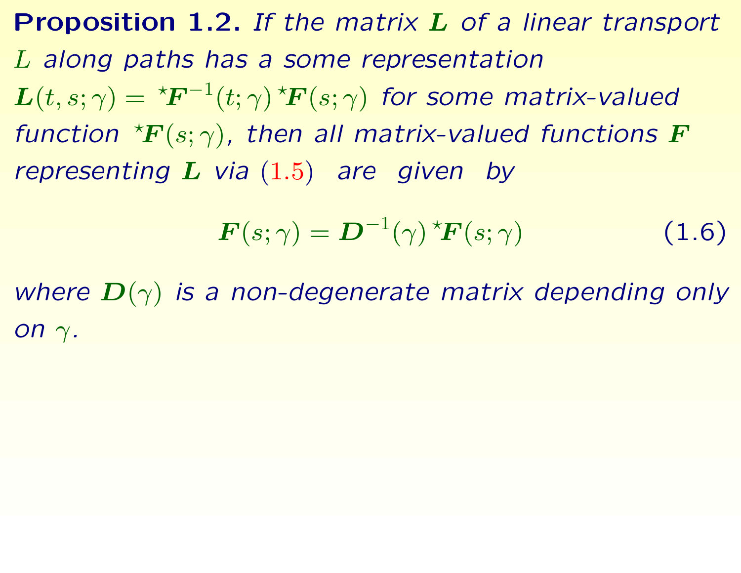**Proposition 1.2.** *If the matrix $\boldsymbol{L}$ of a linear transport $L$ along paths has a some representation $\boldsymbol{L}(t,s;\gamma) = {}^{\star}\boldsymbol{F}^{-1}(t;\gamma)\,{}^{\star}\boldsymbol{F}(s;\gamma)$ for some matrix-valued function ${}^{\star}\boldsymbol{F}(s;\gamma)$, then all matrix-valued functions $\boldsymbol{F}$ representing $\boldsymbol{L}$ via (1.5) are given by*

$$\boldsymbol{F}(s;\gamma) = \boldsymbol{D}^{-1}(\gamma)\,{}^{\star}\boldsymbol{F}(s;\gamma) \tag{1.6}$$

*where $\boldsymbol{D}(\gamma)$ is a non-degenerate matrix depending only on $\gamma$.*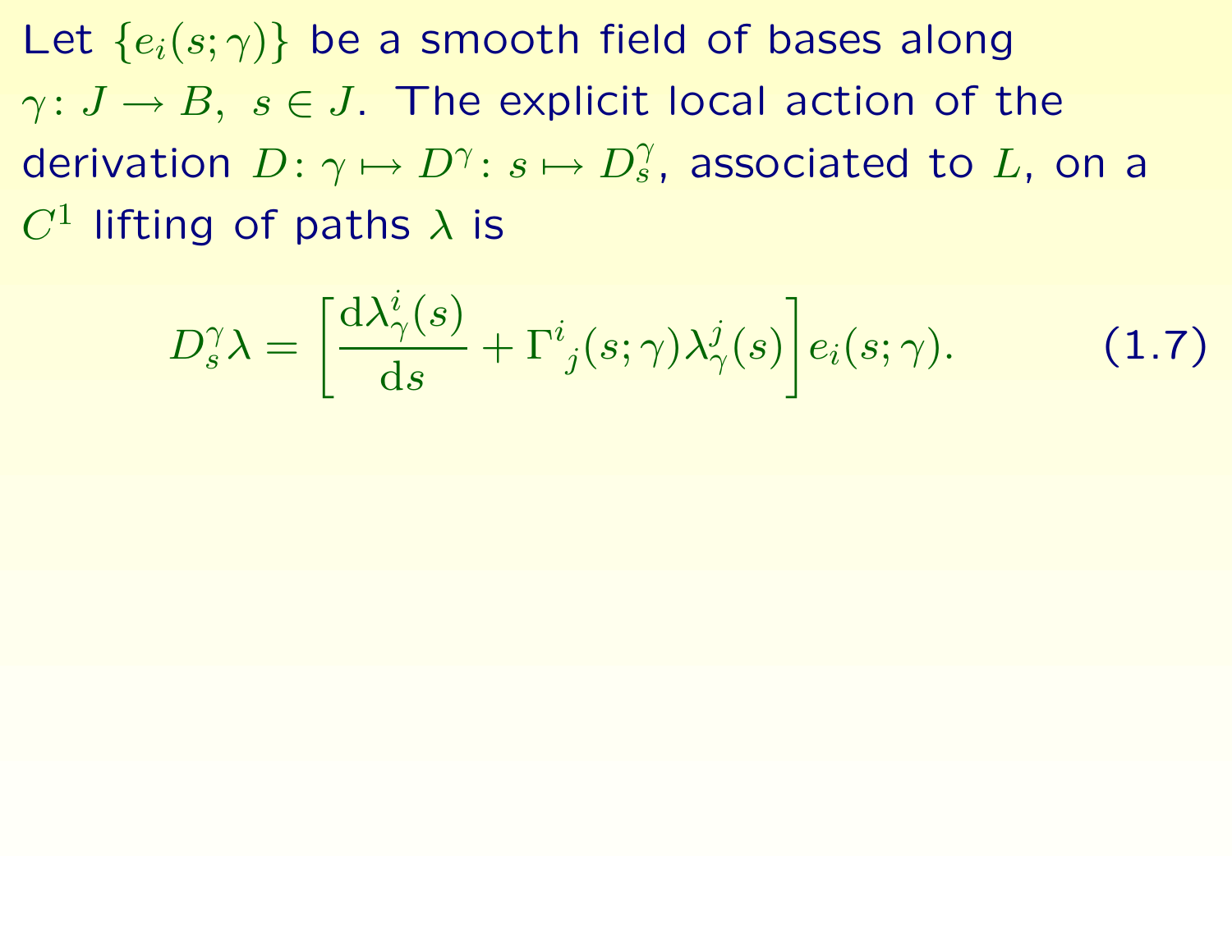Let $\{e_i(s;\gamma)\}$ be a smooth field of bases along $\gamma\colon J \to B,\ s \in J$. The explicit local action of the derivation $D\colon \gamma \mapsto D^\gamma\colon s \mapsto D^\gamma_s$, associated to $L$, on a $C^1$ lifting of paths $\lambda$ is

$$D^\gamma_s \lambda = \left[\frac{\mathrm{d}\lambda^i_\gamma(s)}{\mathrm{d}s} + \Gamma^i{}_j(s;\gamma)\lambda^j_\gamma(s)\right] e_i(s;\gamma). \qquad (1.7)$$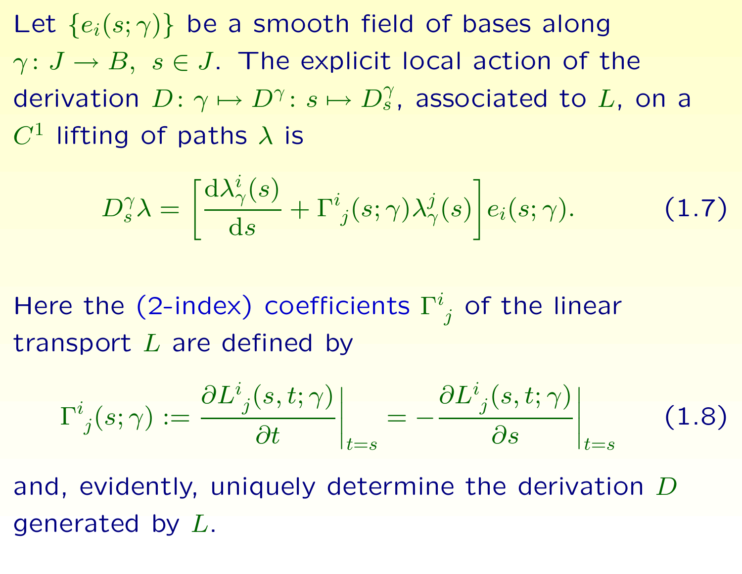Let $\{e_i(s;\gamma)\}$ be a smooth field of bases along $\gamma\colon J \to B,\ s \in J$. The explicit local action of the derivation $D\colon \gamma \mapsto D^\gamma\colon s \mapsto D^\gamma_s$, associated to $L$, on a $C^1$ lifting of paths $\lambda$ is

$$D^\gamma_s \lambda = \left[ \frac{\mathrm{d}\lambda^i_\gamma(s)}{\mathrm{d}s} + \Gamma^i{}_j(s;\gamma)\lambda^j_\gamma(s) \right] e_i(s;\gamma). \tag{1.7}$$

Here the (2-index) coefficients $\Gamma^i{}_j$ of the linear transport $L$ are defined by

$$\Gamma^i{}_j(s;\gamma) := \left. \frac{\partial L^i{}_j(s,t;\gamma)}{\partial t} \right|_{t=s} = - \left. \frac{\partial L^i{}_j(s,t;\gamma)}{\partial s} \right|_{t=s} \tag{1.8}$$

and, evidently, uniquely determine the derivation $D$ generated by $L$.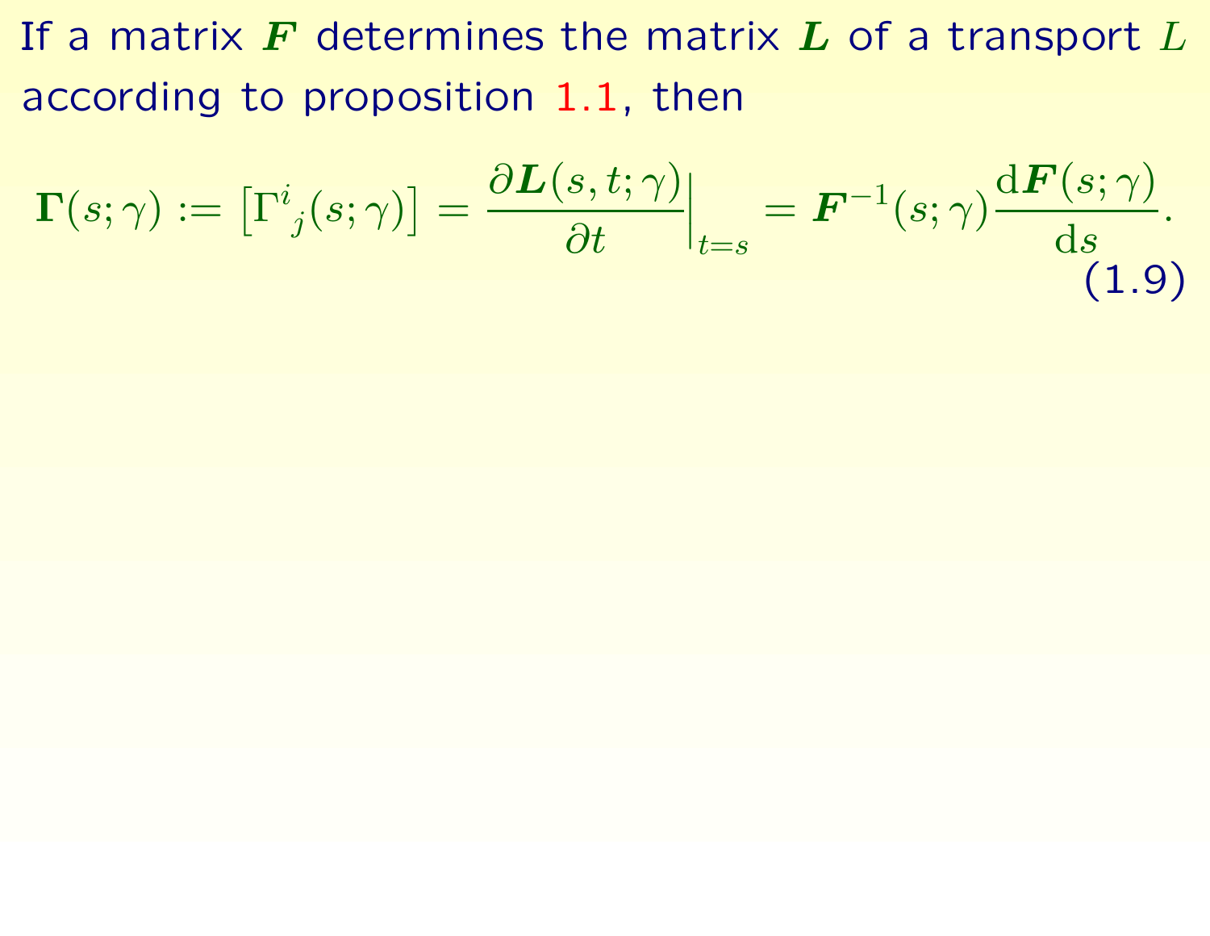If a matrix $\boldsymbol{F}$ determines the matrix $\boldsymbol{L}$ of a transport $L$ according to proposition 1.1, then

$$\boldsymbol{\Gamma}(s;\gamma) := \left[\Gamma^{i}{}_{j}(s;\gamma)\right] = \frac{\partial \boldsymbol{L}(s,t;\gamma)}{\partial t}\Big|_{t=s} = \boldsymbol{F}^{-1}(s;\gamma)\frac{\mathrm{d}\boldsymbol{F}(s;\gamma)}{\mathrm{d}s}. \tag{1.9}$$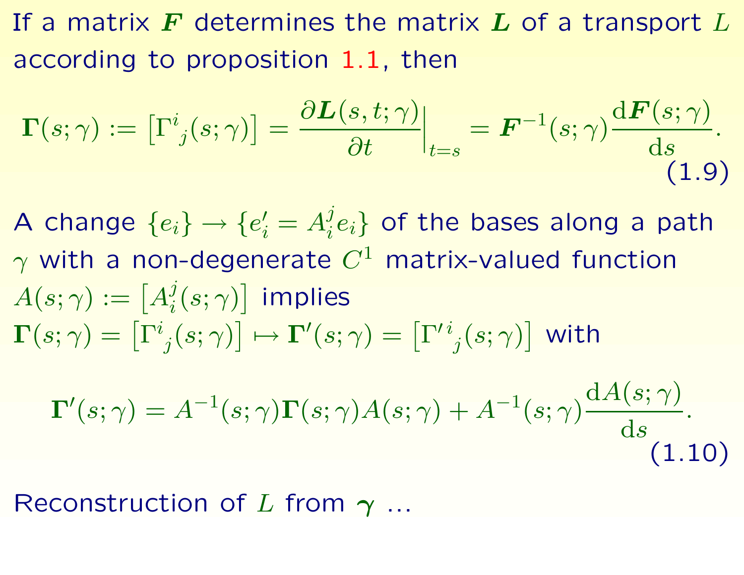If a matrix $\boldsymbol{F}$ determines the matrix $\boldsymbol{L}$ of a transport $L$ according to proposition 1.1, then

$$\boldsymbol{\Gamma}(s;\gamma) := \left[\Gamma^{i}{}_{j}(s;\gamma)\right] = \frac{\partial \boldsymbol{L}(s,t;\gamma)}{\partial t}\Big|_{t=s} = \boldsymbol{F}^{-1}(s;\gamma)\frac{\mathrm{d}\boldsymbol{F}(s;\gamma)}{\mathrm{d}s}. \tag{1.9}$$

A change $\{e_i\} \to \{e'_i = A^j_i e_i\}$ of the bases along a path $\gamma$ with a non-degenerate $C^1$ matrix-valued function $A(s;\gamma) := \left[A^j_i(s;\gamma)\right]$ implies $\boldsymbol{\Gamma}(s;\gamma) = \left[\Gamma^{i}{}_{j}(s;\gamma)\right] \mapsto \boldsymbol{\Gamma}'(s;\gamma) = \left[\Gamma'^{i}{}_{j}(s;\gamma)\right]$ with

$$\boldsymbol{\Gamma}'(s;\gamma) = A^{-1}(s;\gamma)\boldsymbol{\Gamma}(s;\gamma)A(s;\gamma) + A^{-1}(s;\gamma)\frac{\mathrm{d}A(s;\gamma)}{\mathrm{d}s}. \tag{1.10}$$

Reconstruction of $L$ from $\boldsymbol{\gamma}$ ...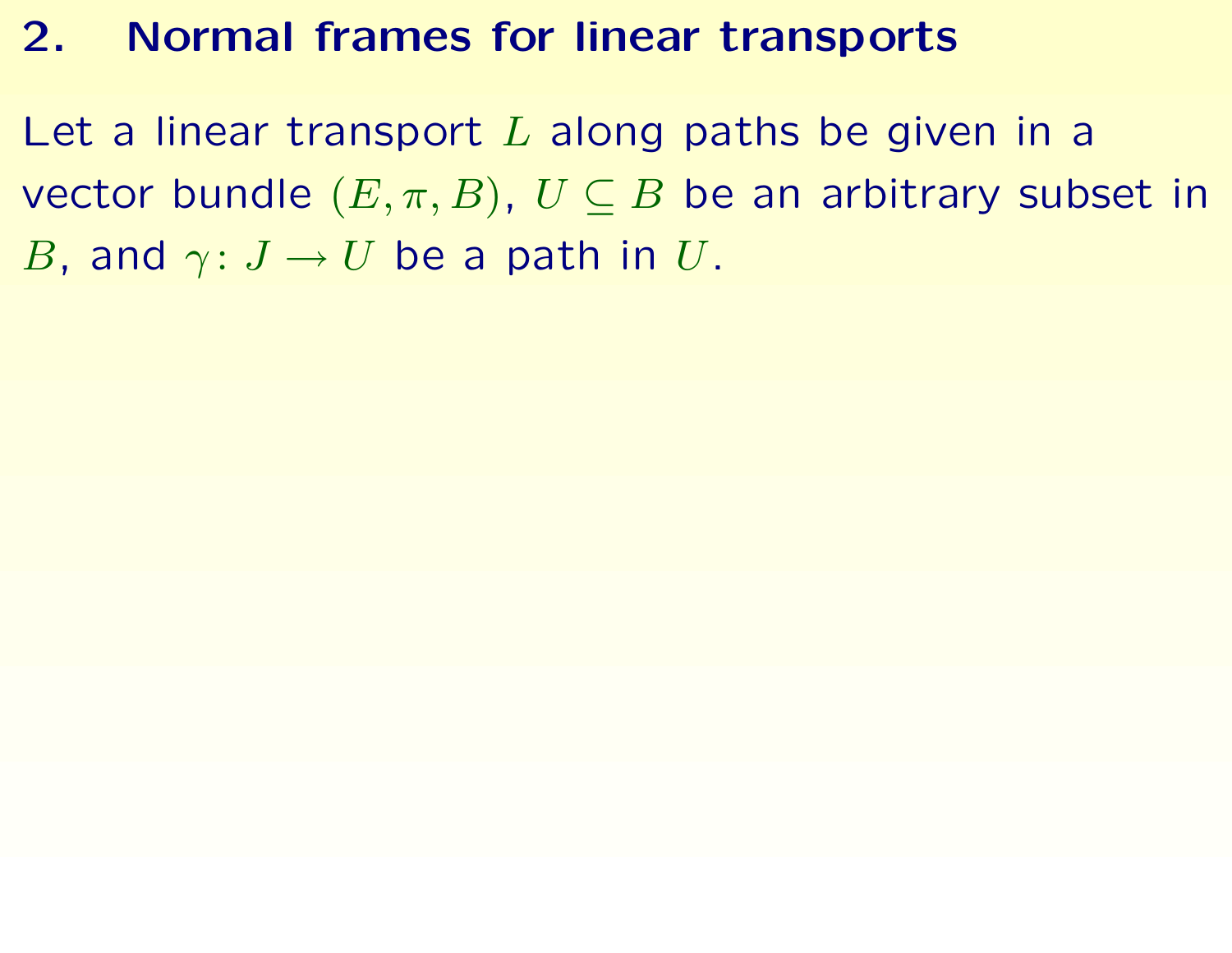## 2. Normal frames for linear transports

Let a linear transport $L$ along paths be given in a vector bundle $(E, \pi, B)$, $U \subseteq B$ be an arbitrary subset in $B$, and $\gamma \colon J \to U$ be a path in $U$.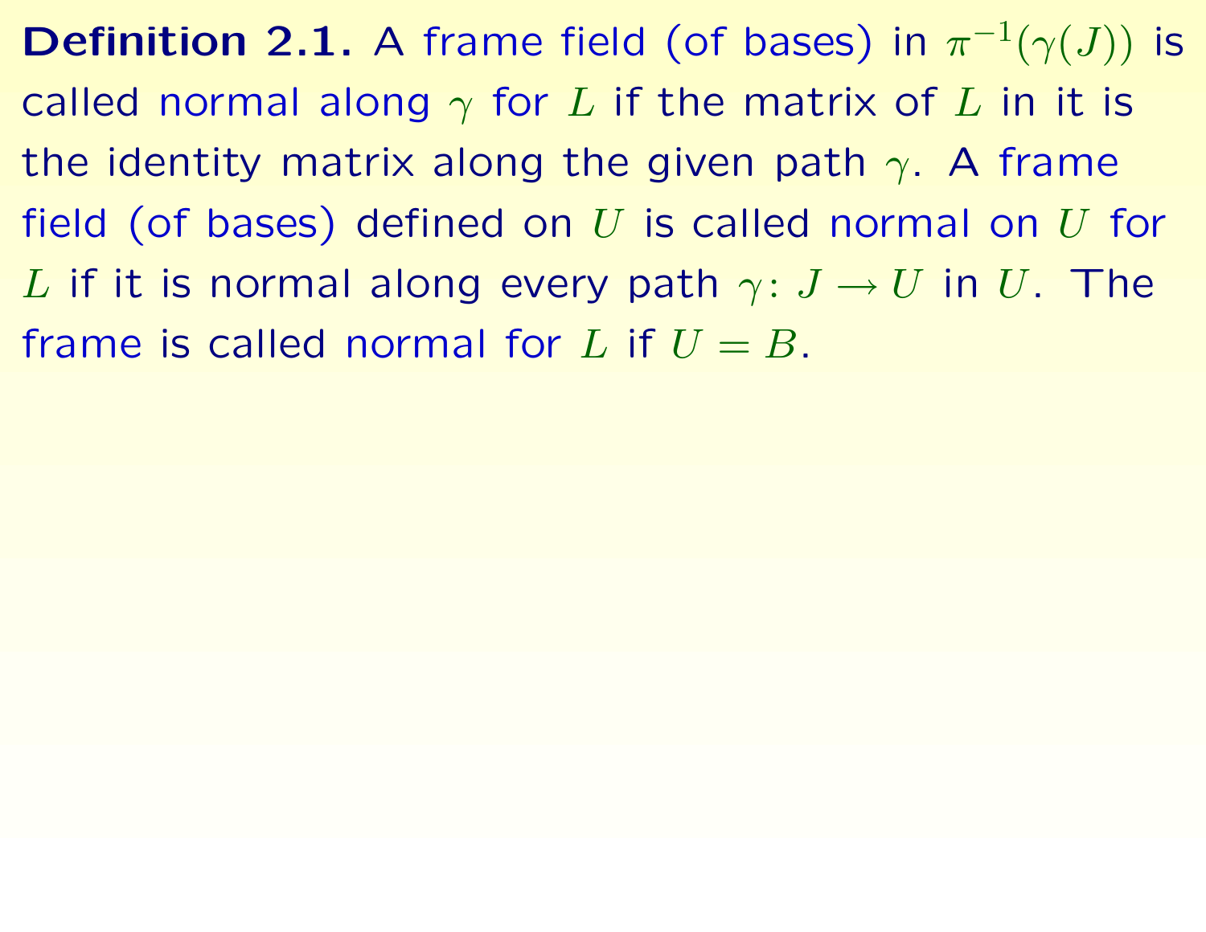**Definition 2.1.** A frame field (of bases) in $\pi^{-1}(\gamma(J))$ is called normal along $\gamma$ for $L$ if the matrix of $L$ in it is the identity matrix along the given path $\gamma$. A frame field (of bases) defined on $U$ is called normal on $U$ for $L$ if it is normal along every path $\gamma\colon J \to U$ in $U$. The frame is called normal for $L$ if $U = B$.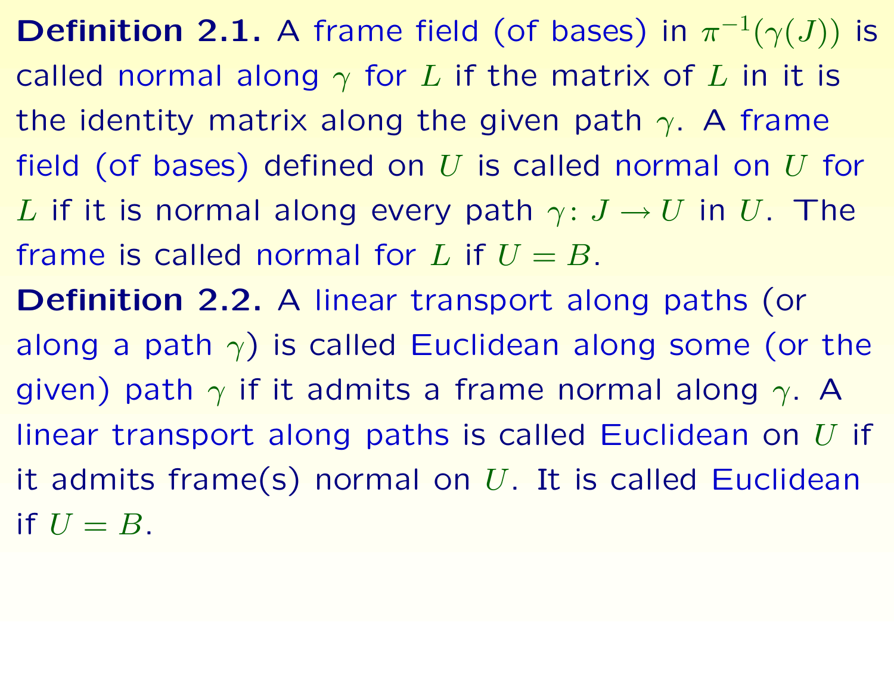**Definition 2.1.** A frame field (of bases) in $\pi^{-1}(\gamma(J))$ is called normal along $\gamma$ for $L$ if the matrix of $L$ in it is the identity matrix along the given path $\gamma$. A frame field (of bases) defined on $U$ is called normal on $U$ for $L$ if it is normal along every path $\gamma\colon J \to U$ in $U$. The frame is called normal for $L$ if $U = B$.

**Definition 2.2.** A linear transport along paths (or along a path $\gamma$) is called Euclidean along some (or the given) path $\gamma$ if it admits a frame normal along $\gamma$. A linear transport along paths is called Euclidean on $U$ if it admits frame(s) normal on $U$. It is called Euclidean if $U = B$.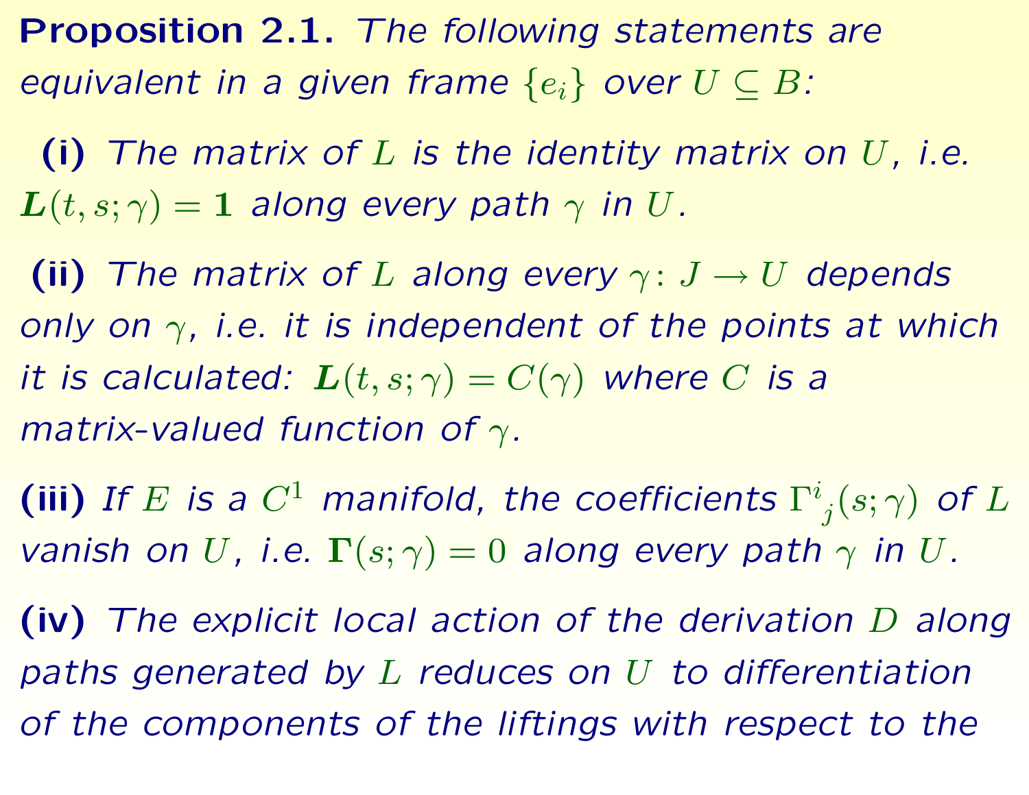**Proposition 2.1.** *The following statements are equivalent in a given frame $\{e_i\}$ over $U \subseteq B$:*

**(i)** *The matrix of $L$ is the identity matrix on $U$, i.e. $\boldsymbol{L}(t, s; \gamma) = \mathbf{1}$ along every path $\gamma$ in $U$.*

**(ii)** *The matrix of $L$ along every $\gamma \colon J \to U$ depends only on $\gamma$, i.e. it is independent of the points at which it is calculated: $\boldsymbol{L}(t, s; \gamma) = C(\gamma)$ where $C$ is a matrix-valued function of $\gamma$.*

**(iii)** *If $E$ is a $C^1$ manifold, the coefficients ${\Gamma^i}_j(s; \gamma)$ of $L$ vanish on $U$, i.e. $\boldsymbol{\Gamma}(s; \gamma) = 0$ along every path $\gamma$ in $U$.*

**(iv)** *The explicit local action of the derivation $D$ along paths generated by $L$ reduces on $U$ to differentiation of the components of the liftings with respect to the*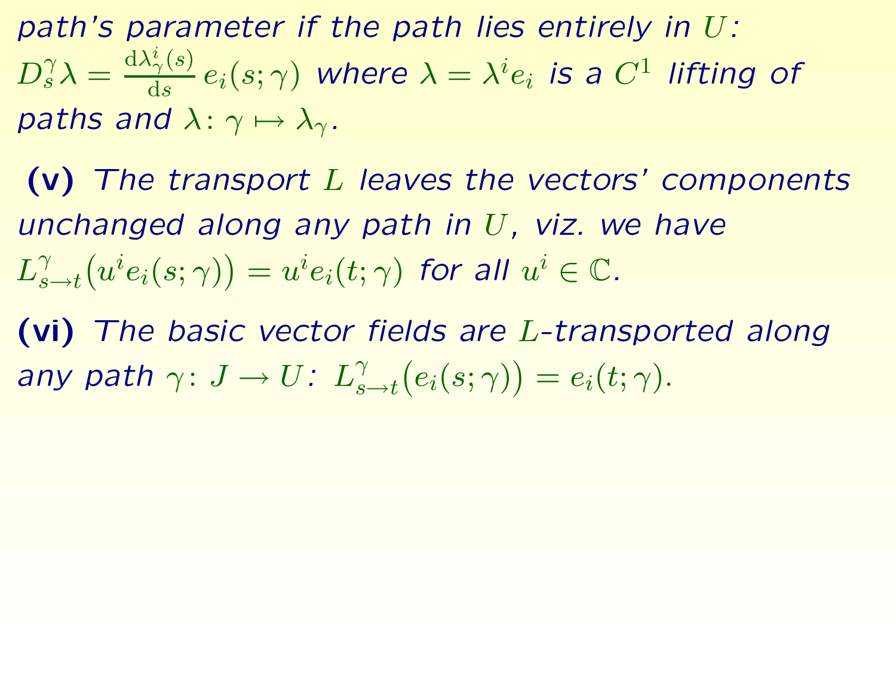*path's parameter if the path lies entirely in $U$: $D^{\gamma}_{s}\lambda = \frac{\mathrm{d}\lambda^{i}_{\gamma}(s)}{\mathrm{d}s}\, e_i(s;\gamma)$ where $\lambda = \lambda^i e_i$ is a $C^1$ lifting of paths and $\lambda\colon \gamma \mapsto \lambda_\gamma$.*

**(v)** *The transport $L$ leaves the vectors' components unchanged along any path in $U$, viz. we have $L^{\gamma}_{s\to t}\big(u^i e_i(s;\gamma)\big) = u^i e_i(t;\gamma)$ for all $u^i \in \mathbb{C}$.*

**(vi)** *The basic vector fields are $L$-transported along any path $\gamma\colon J \to U$: $L^{\gamma}_{s\to t}\big(e_i(s;\gamma)\big) = e_i(t;\gamma)$.*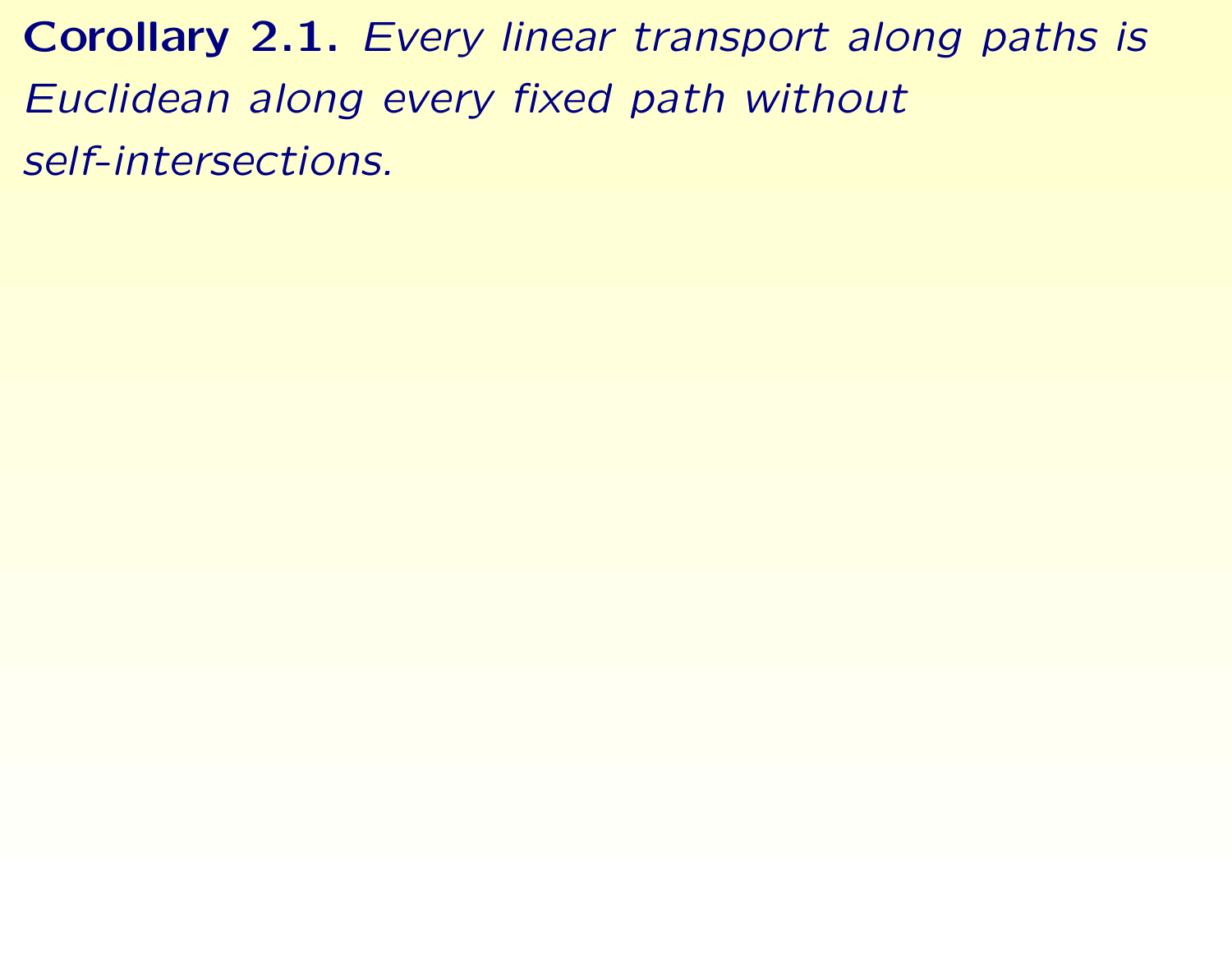**Corollary 2.1.** *Every linear transport along paths is Euclidean along every fixed path without self-intersections.*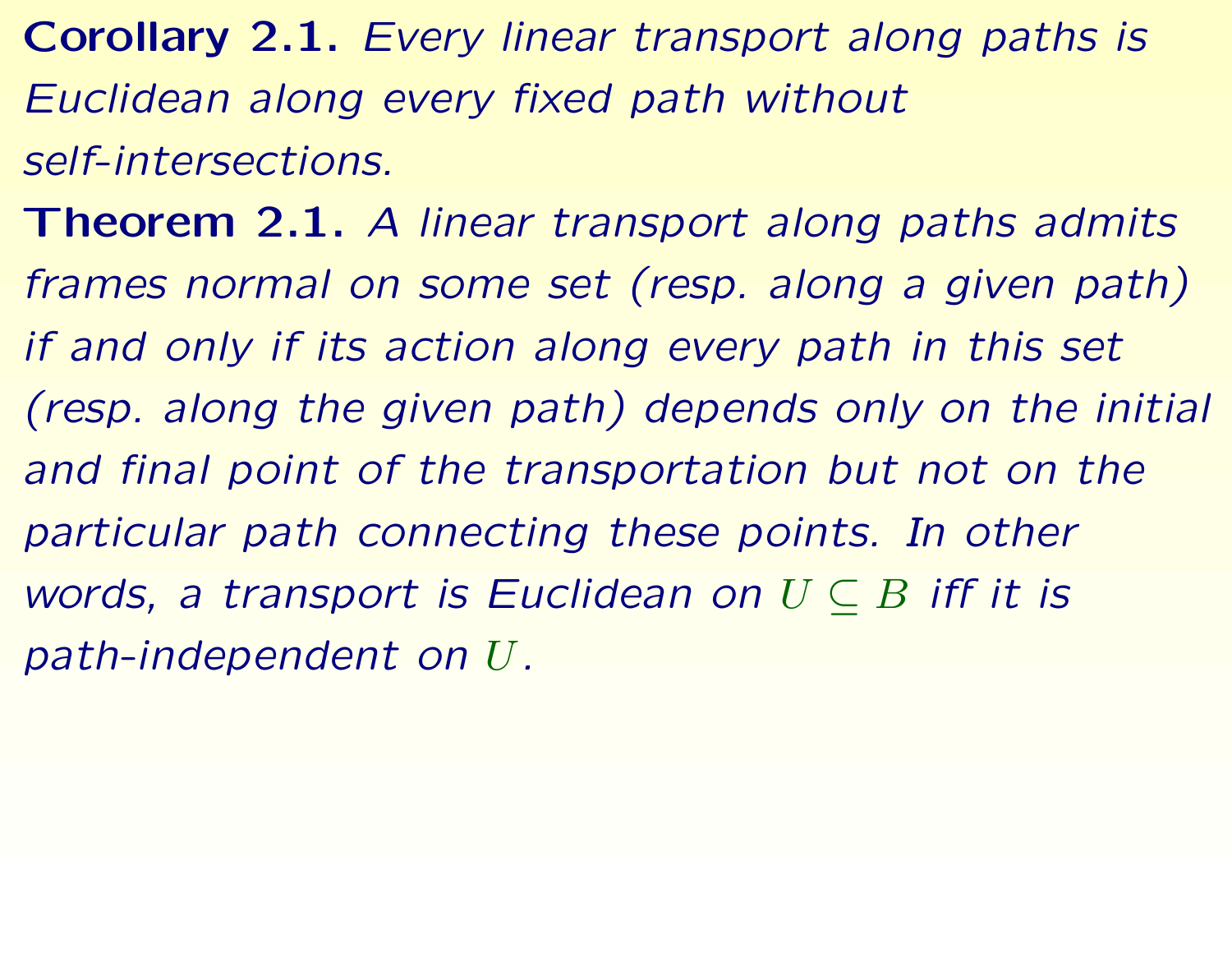**Corollary 2.1.** *Every linear transport along paths is Euclidean along every fixed path without self-intersections.*

**Theorem 2.1.** *A linear transport along paths admits frames normal on some set (resp. along a given path) if and only if its action along every path in this set (resp. along the given path) depends only on the initial and final point of the transportation but not on the particular path connecting these points. In other words, a transport is Euclidean on $U \subseteq B$ iff it is path-independent on $U$.*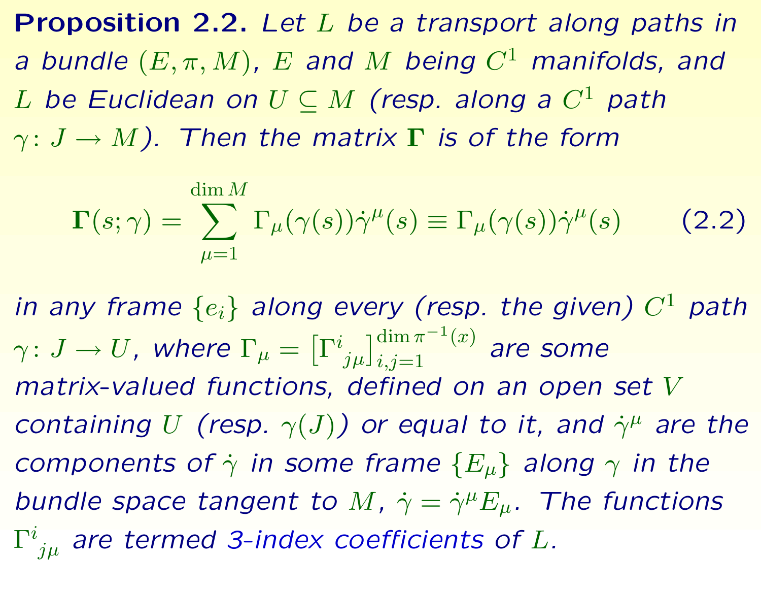**Proposition 2.2.** *Let $L$ be a transport along paths in a bundle $(E, \pi, M)$, $E$ and $M$ being $C^1$ manifolds, and $L$ be Euclidean on $U \subseteq M$ (resp. along a $C^1$ path $\gamma\colon J \to M$). Then the matrix $\mathbf{\Gamma}$ is of the form*

$$\mathbf{\Gamma}(s;\gamma) = \sum_{\mu=1}^{\dim M} \Gamma_\mu(\gamma(s))\dot{\gamma}^\mu(s) \equiv \Gamma_\mu(\gamma(s))\dot{\gamma}^\mu(s) \qquad (2.2)$$

*in any frame $\{e_i\}$ along every (resp. the given) $C^1$ path $\gamma\colon J \to U$, where $\Gamma_\mu = \left[\Gamma^i{}_{j\mu}\right]_{i,j=1}^{\dim \pi^{-1}(x)}$ are some matrix-valued functions, defined on an open set $V$ containing $U$ (resp. $\gamma(J)$) or equal to it, and $\dot{\gamma}^\mu$ are the components of $\dot{\gamma}$ in some frame $\{E_\mu\}$ along $\gamma$ in the bundle space tangent to $M$, $\dot{\gamma} = \dot{\gamma}^\mu E_\mu$. The functions $\Gamma^i{}_{j\mu}$ are termed 3-index coefficients of $L$.*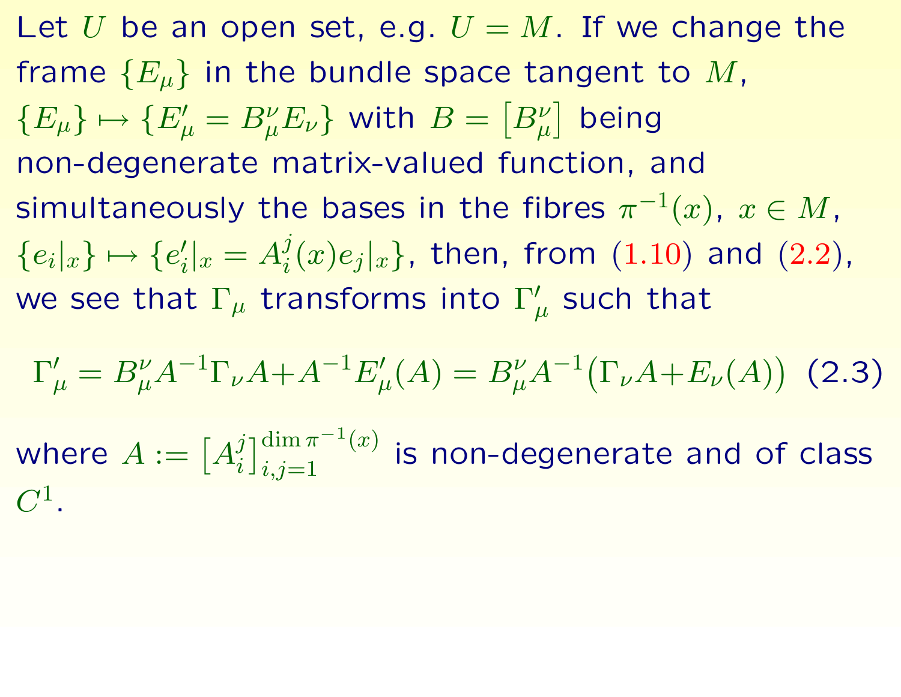Let $U$ be an open set, e.g. $U = M$. If we change the frame $\{E_\mu\}$ in the bundle space tangent to $M$, $\{E_\mu\} \mapsto \{E'_\mu = B^\nu_\mu E_\nu\}$ with $B = \left[B^\nu_\mu\right]$ being non-degenerate matrix-valued function, and simultaneously the bases in the fibres $\pi^{-1}(x)$, $x \in M$, $\{e_i|_x\} \mapsto \{e'_i|_x = A^j_i(x) e_j|_x\}$, then, from (1.10) and (2.2), we see that $\Gamma_\mu$ transforms into $\Gamma'_\mu$ such that

$$\Gamma'_\mu = B^\nu_\mu A^{-1} \Gamma_\nu A + A^{-1} E'_\mu(A) = B^\nu_\mu A^{-1}\big(\Gamma_\nu A + E_\nu(A)\big) \quad (2.3)$$

where $A := \left[A^j_i\right]_{i,j=1}^{\dim \pi^{-1}(x)}$ is non-degenerate and of class $C^1$.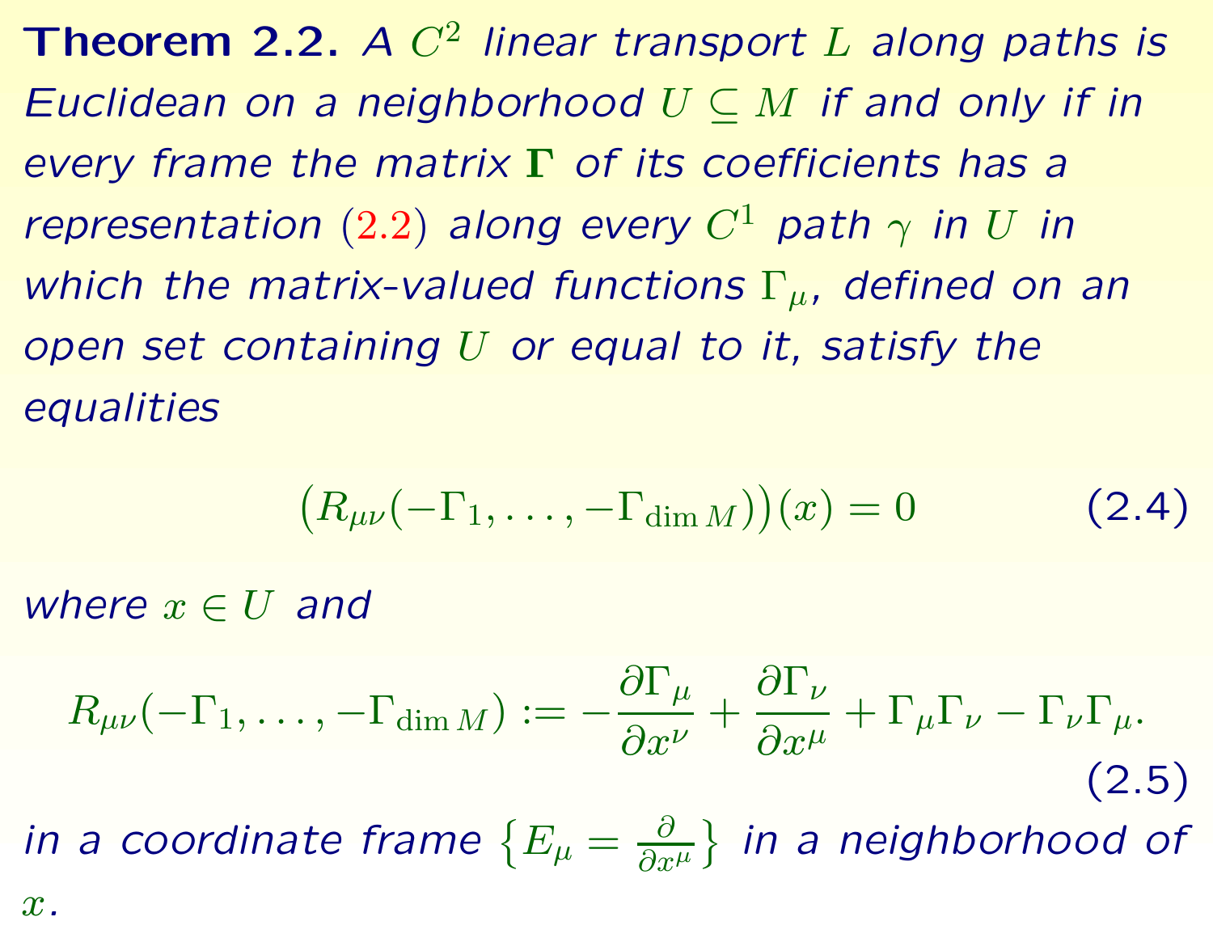**Theorem 2.2.** *A $C^2$ linear transport $L$ along paths is Euclidean on a neighborhood $U \subseteq M$ if and only if in every frame the matrix $\mathbf{\Gamma}$ of its coefficients has a representation (2.2) along every $C^1$ path $\gamma$ in $U$ in which the matrix-valued functions $\Gamma_\mu$, defined on an open set containing $U$ or equal to it, satisfy the equalities*

$$\big(R_{\mu\nu}(-\Gamma_1, \ldots, -\Gamma_{\dim M})\big)(x) = 0 \tag{2.4}$$

*where $x \in U$ and*

$$R_{\mu\nu}(-\Gamma_1, \ldots, -\Gamma_{\dim M}) := -\frac{\partial \Gamma_\mu}{\partial x^\nu} + \frac{\partial \Gamma_\nu}{\partial x^\mu} + \Gamma_\mu \Gamma_\nu - \Gamma_\nu \Gamma_\mu. \tag{2.5}$$

*in a coordinate frame $\left\{E_\mu = \frac{\partial}{\partial x^\mu}\right\}$ in a neighborhood of $x$.*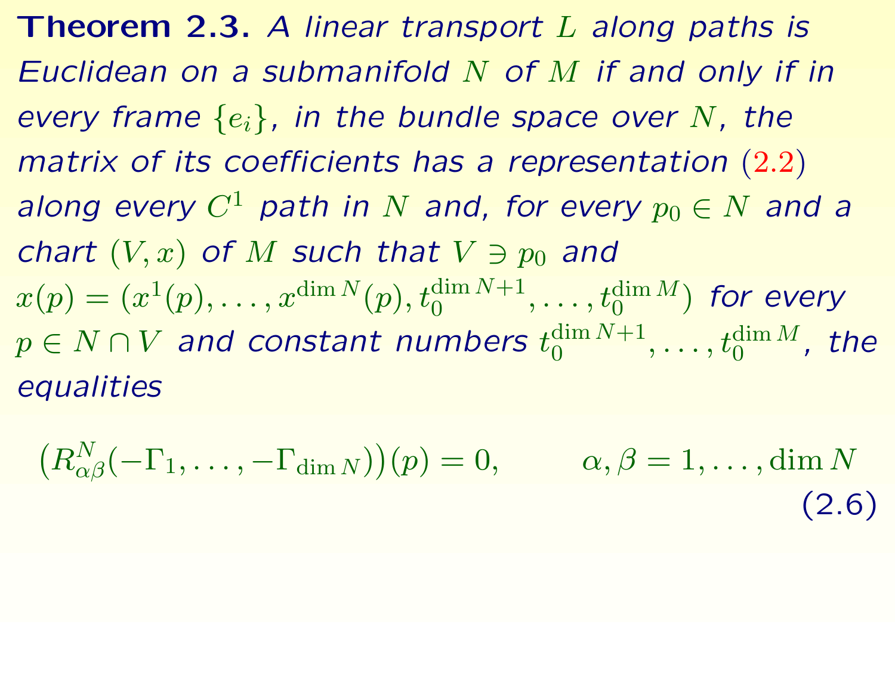**Theorem 2.3.** *A linear transport $L$ along paths is Euclidean on a submanifold $N$ of $M$ if and only if in every frame $\{e_i\}$, in the bundle space over $N$, the matrix of its coefficients has a representation (2.2) along every $C^1$ path in $N$ and, for every $p_0 \in N$ and a chart $(V, x)$ of $M$ such that $V \ni p_0$ and $x(p) = (x^1(p), \ldots, x^{\dim N}(p), t_0^{\dim N+1}, \ldots, t_0^{\dim M})$ for every $p \in N \cap V$ and constant numbers $t_0^{\dim N+1}, \ldots, t_0^{\dim M}$, the equalities*

$$\big(R^N_{\alpha\beta}(-\Gamma_1, \ldots, -\Gamma_{\dim N})\big)(p) = 0, \qquad \alpha, \beta = 1, \ldots, \dim N \tag{2.6}$$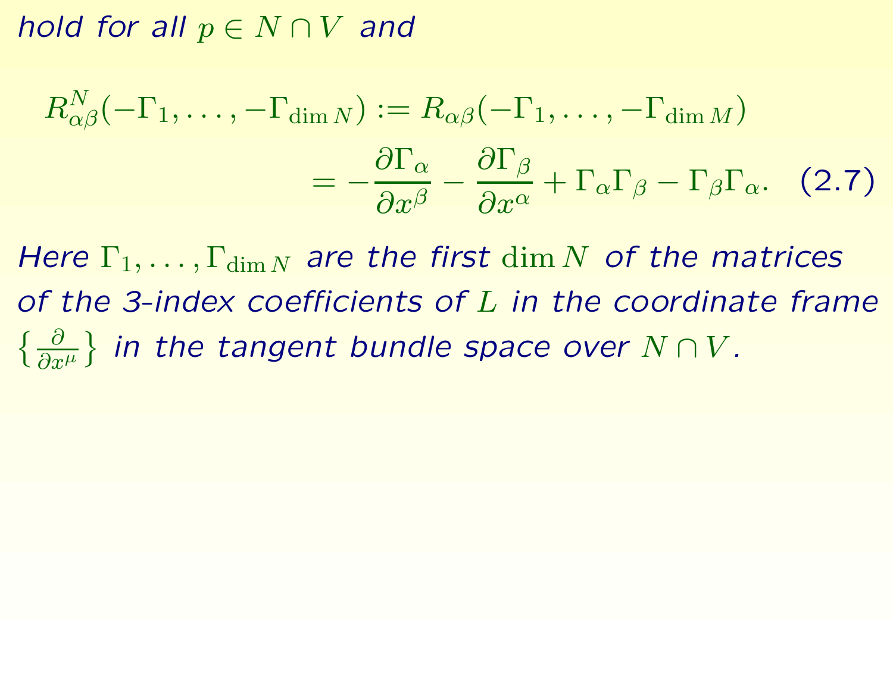*hold for all* $p \in N \cap V$ *and*

$$
\begin{aligned}
R^{N}_{\alpha\beta}(-\Gamma_1, \ldots, -\Gamma_{\dim N}) &:= R_{\alpha\beta}(-\Gamma_1, \ldots, -\Gamma_{\dim M}) \\
&= -\frac{\partial \Gamma_\alpha}{\partial x^\beta} - \frac{\partial \Gamma_\beta}{\partial x^\alpha} + \Gamma_\alpha \Gamma_\beta - \Gamma_\beta \Gamma_\alpha. \quad (2.7)
\end{aligned}
$$

*Here* $\Gamma_1, \ldots, \Gamma_{\dim N}$ *are the first* $\dim N$ *of the matrices of the 3-index coefficients of* $L$ *in the coordinate frame* $\left\{\frac{\partial}{\partial x^\mu}\right\}$ *in the tangent bundle space over* $N \cap V$*.*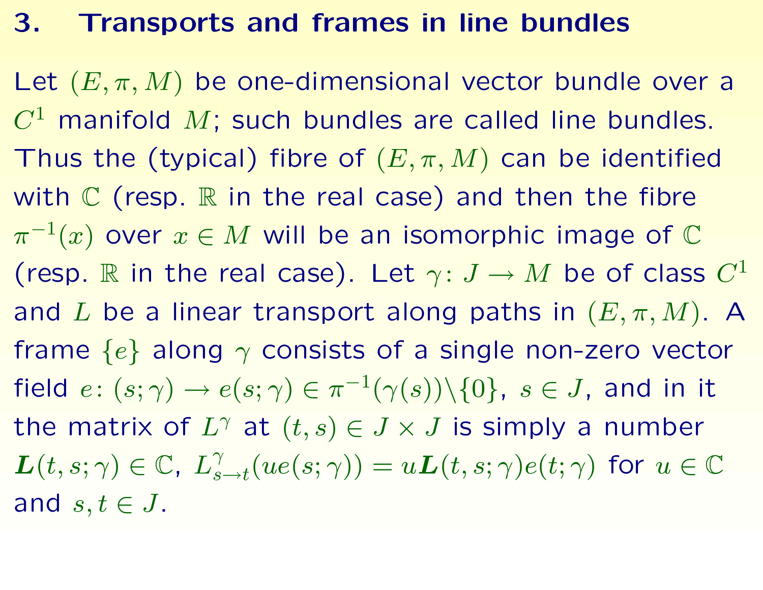# 3. Transports and frames in line bundles

Let $(E, \pi, M)$ be one-dimensional vector bundle over a $C^1$ manifold $M$; such bundles are called line bundles. Thus the (typical) fibre of $(E, \pi, M)$ can be identified with $\mathbb{C}$ (resp. $\mathbb{R}$ in the real case) and then the fibre $\pi^{-1}(x)$ over $x \in M$ will be an isomorphic image of $\mathbb{C}$ (resp. $\mathbb{R}$ in the real case). Let $\gamma\colon J \to M$ be of class $C^1$ and $L$ be a linear transport along paths in $(E, \pi, M)$. A frame $\{e\}$ along $\gamma$ consists of a single non-zero vector field $e\colon (s;\gamma) \to e(s;\gamma) \in \pi^{-1}(\gamma(s)) \backslash \{0\}$, $s \in J$, and in it the matrix of $L^\gamma$ at $(t, s) \in J \times J$ is simply a number $\boldsymbol{L}(t, s; \gamma) \in \mathbb{C}$, $L^\gamma_{s\to t}(ue(s;\gamma)) = u\boldsymbol{L}(t, s;\gamma)e(t;\gamma)$ for $u \in \mathbb{C}$ and $s, t \in J$.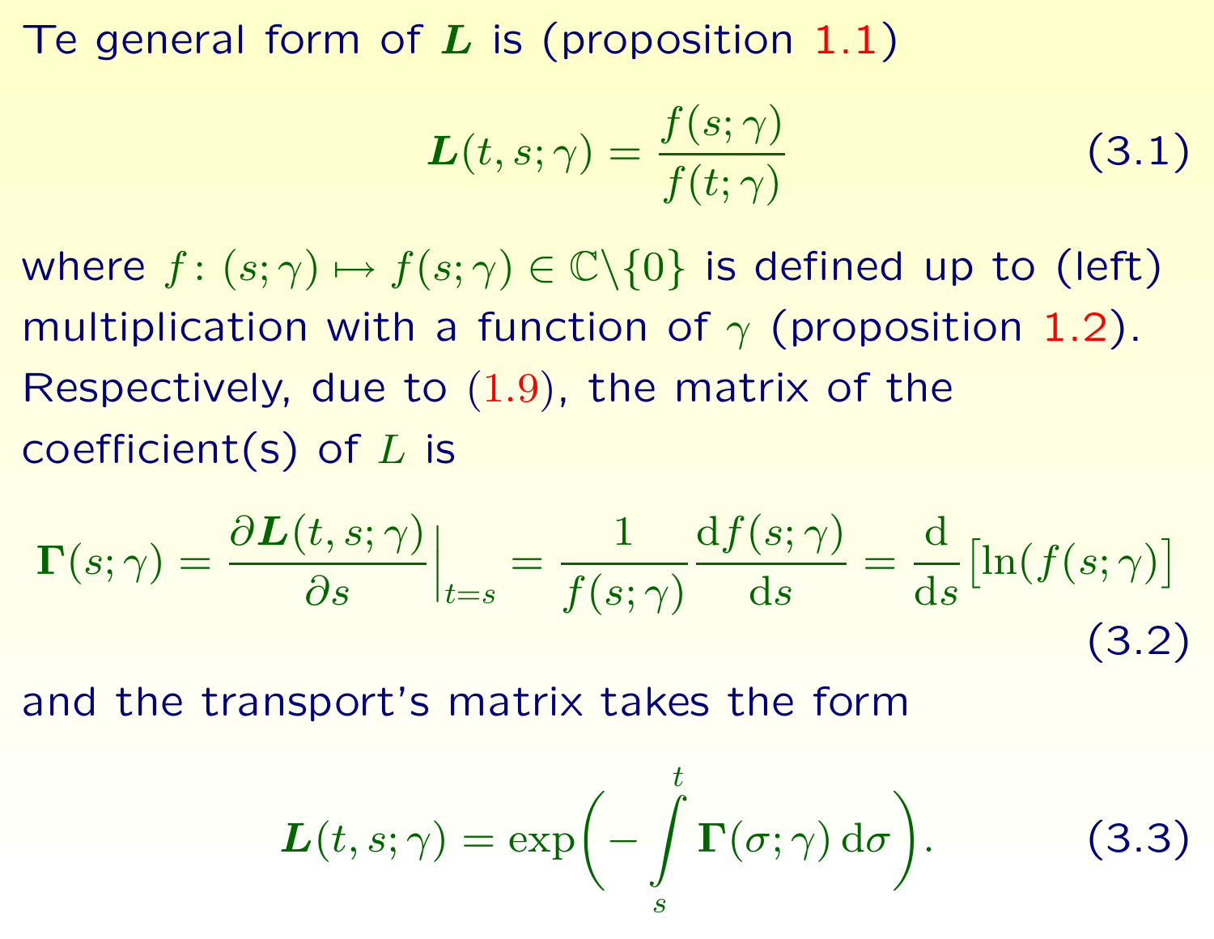Te general form of $\boldsymbol{L}$ is (proposition 1.1)

$$\boldsymbol{L}(t,s;\gamma) = \frac{f(s;\gamma)}{f(t;\gamma)} \tag{3.1}$$

where $f\colon (s;\gamma) \mapsto f(s;\gamma) \in \mathbb{C}\backslash\{0\}$ is defined up to (left) multiplication with a function of $\gamma$ (proposition 1.2). Respectively, due to (1.9), the matrix of the coefficient(s) of $L$ is

$$\boldsymbol{\Gamma}(s;\gamma) = \frac{\partial \boldsymbol{L}(t,s;\gamma)}{\partial s}\Big|_{t=s} = \frac{1}{f(s;\gamma)}\frac{\mathrm{d}f(s;\gamma)}{\mathrm{d}s} = \frac{\mathrm{d}}{\mathrm{d}s}\big[\ln(f(s;\gamma)\big] \tag{3.2}$$

and the transport's matrix takes the form

$$\boldsymbol{L}(t,s;\gamma) = \exp\Big(-\int_s^t \boldsymbol{\Gamma}(\sigma;\gamma)\,\mathrm{d}\sigma\Big). \tag{3.3}$$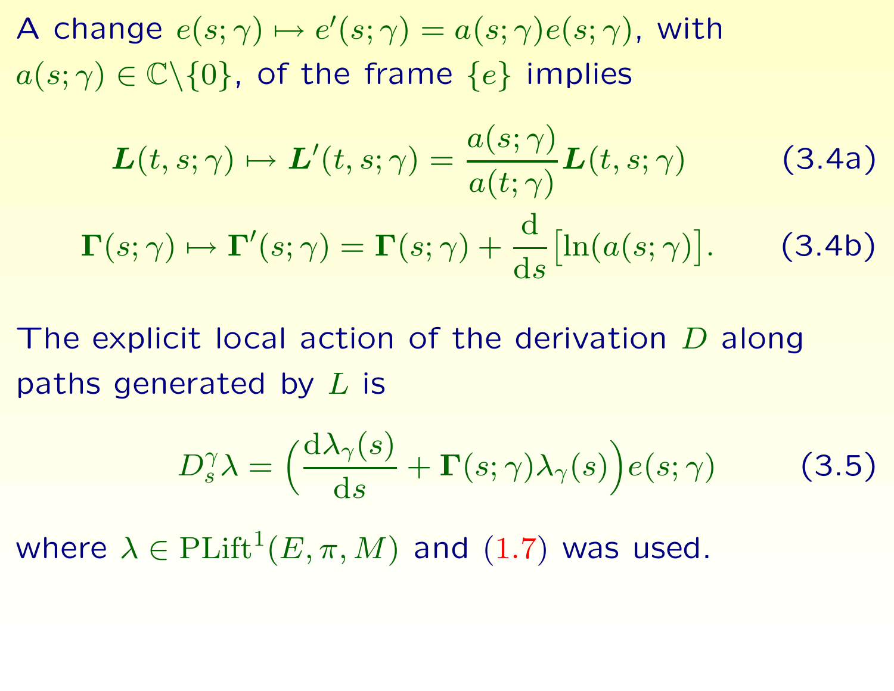A change $e(s;\gamma) \mapsto e'(s;\gamma) = a(s;\gamma)e(s;\gamma)$, with $a(s;\gamma) \in \mathbb{C}\backslash\{0\}$, of the frame $\{e\}$ implies

$$\boldsymbol{L}(t,s;\gamma) \mapsto \boldsymbol{L}'(t,s;\gamma) = \frac{a(s;\gamma)}{a(t;\gamma)}\boldsymbol{L}(t,s;\gamma) \tag{3.4a}$$

$$\boldsymbol{\Gamma}(s;\gamma) \mapsto \boldsymbol{\Gamma}'(s;\gamma) = \boldsymbol{\Gamma}(s;\gamma) + \frac{\mathrm{d}}{\mathrm{d}s}\big[\ln(a(s;\gamma)\big]. \tag{3.4b}$$

The explicit local action of the derivation $D$ along paths generated by $L$ is

$$D_s^\gamma \lambda = \Big(\frac{\mathrm{d}\lambda_\gamma(s)}{\mathrm{d}s} + \boldsymbol{\Gamma}(s;\gamma)\lambda_\gamma(s)\Big)e(s;\gamma) \tag{3.5}$$

where $\lambda \in \mathrm{PLift}^1(E,\pi,M)$ and (1.7) was used.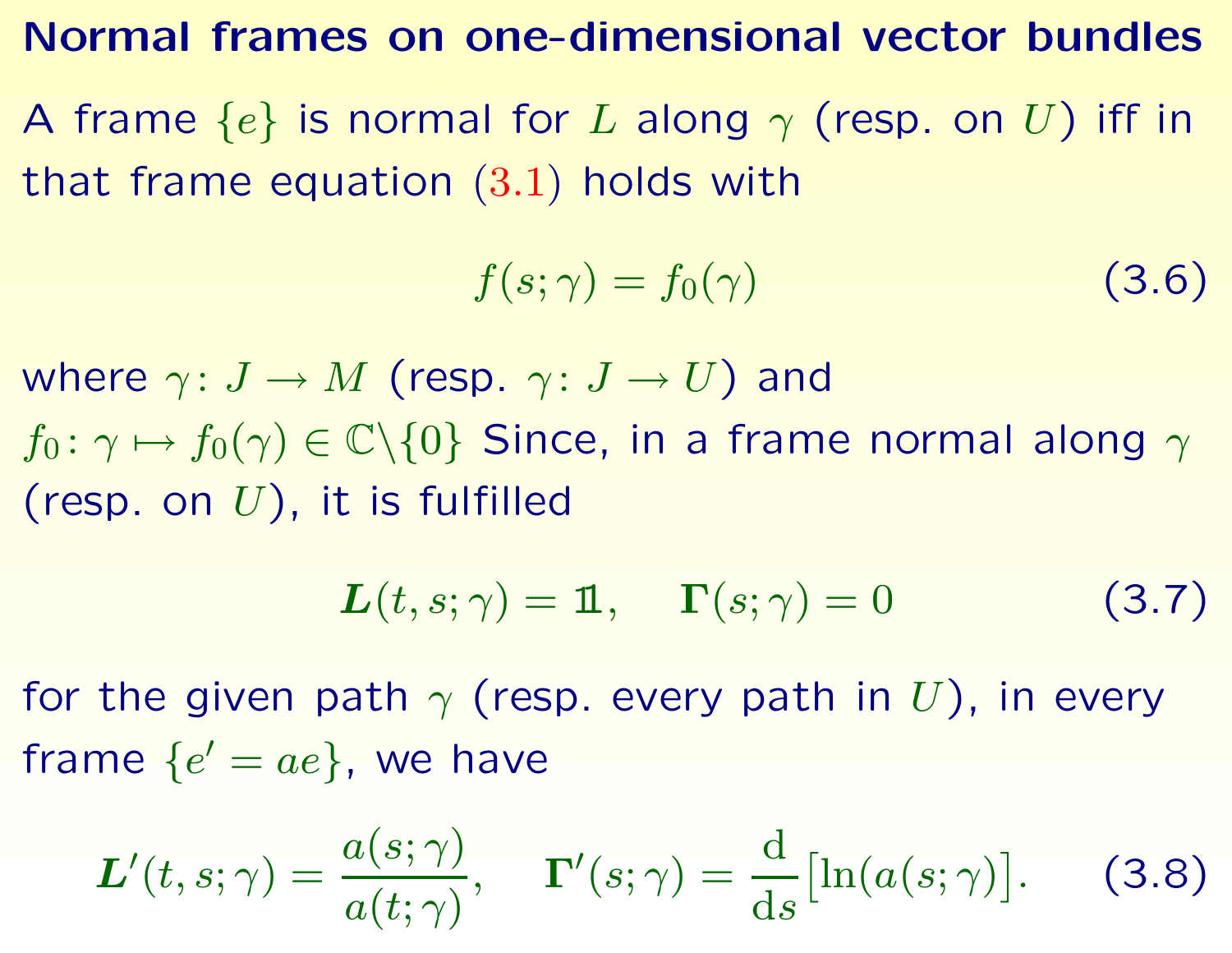# Normal frames on one-dimensional vector bundles

A frame $\{e\}$ is normal for $L$ along $\gamma$ (resp. on $U$) iff in that frame equation (3.1) holds with

$$f(s;\gamma) = f_0(\gamma) \tag{3.6}$$

where $\gamma\colon J \to M$ (resp. $\gamma\colon J \to U$) and $f_0\colon \gamma \mapsto f_0(\gamma) \in \mathbb{C}\backslash\{0\}$ Since, in a frame normal along $\gamma$ (resp. on $U$), it is fulfilled

$$\boldsymbol{L}(t,s;\gamma) = \mathbb{1}, \quad \boldsymbol{\Gamma}(s;\gamma) = 0 \tag{3.7}$$

for the given path $\gamma$ (resp. every path in $U$), in every frame $\{e' = ae\}$, we have

$$\boldsymbol{L}'(t,s;\gamma) = \frac{a(s;\gamma)}{a(t;\gamma)}, \quad \boldsymbol{\Gamma}'(s;\gamma) = \frac{\mathrm{d}}{\mathrm{d}s}\big[\ln(a(s;\gamma)\big]. \tag{3.8}$$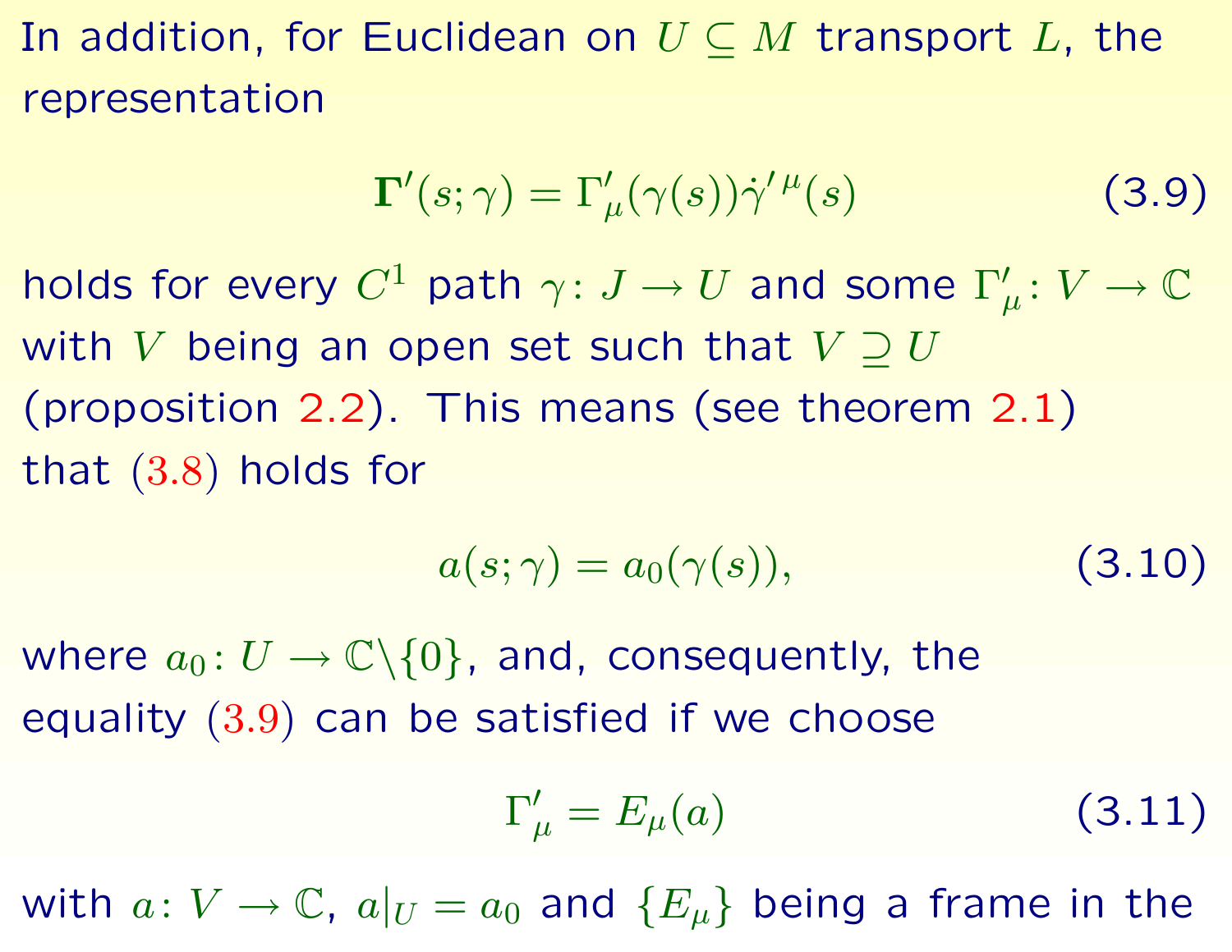In addition, for Euclidean on $U \subseteq M$ transport $L$, the representation

$$\mathbf{\Gamma}'(s;\gamma) = \Gamma'_{\mu}(\gamma(s))\dot{\gamma}'^{\,\mu}(s) \tag{3.9}$$

holds for every $C^1$ path $\gamma\colon J \to U$ and some $\Gamma'_{\mu}\colon V \to \mathbb{C}$ with $V$ being an open set such that $V \supseteq U$ (proposition 2.2). This means (see theorem 2.1) that (3.8) holds for

$$a(s;\gamma) = a_0(\gamma(s)), \tag{3.10}$$

where $a_0\colon U \to \mathbb{C}\backslash\{0\}$, and, consequently, the equality (3.9) can be satisfied if we choose

$$\Gamma'_{\mu} = E_{\mu}(a) \tag{3.11}$$

with $a\colon V \to \mathbb{C}$, $a|_U = a_0$ and $\{E_{\mu}\}$ being a frame in the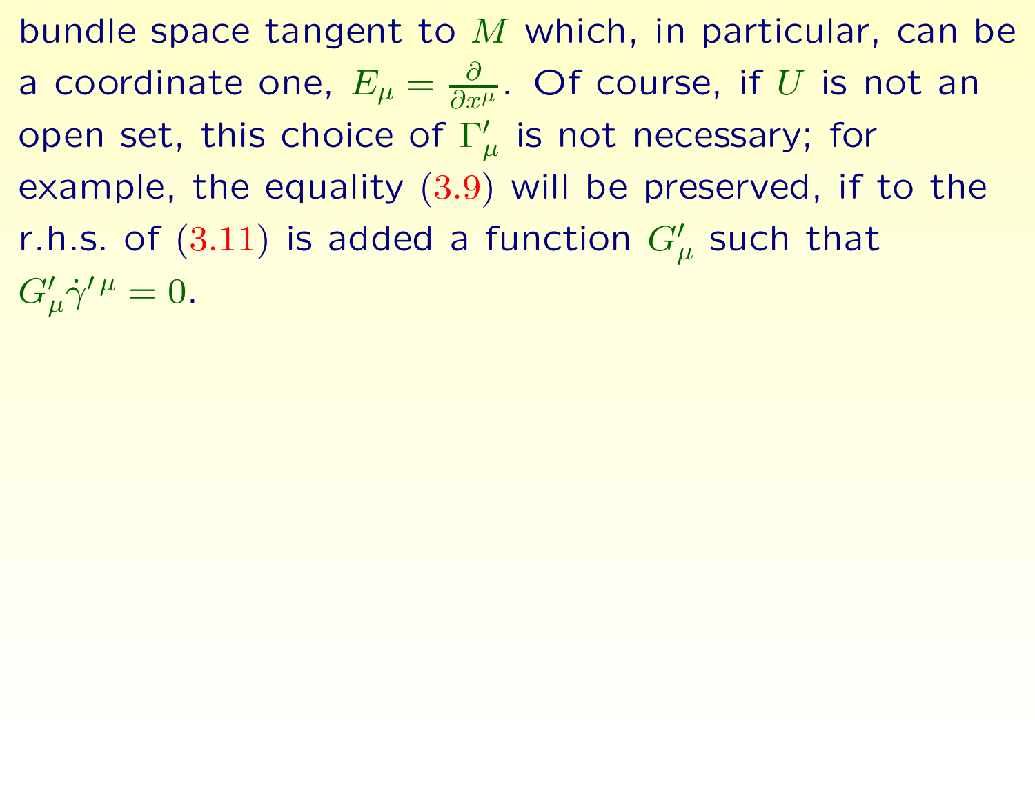bundle space tangent to $M$ which, in particular, can be a coordinate one, $E_\mu = \frac{\partial}{\partial x^\mu}$. Of course, if $U$ is not an open set, this choice of $\Gamma'_\mu$ is not necessary; for example, the equality (3.9) will be preserved, if to the r.h.s. of (3.11) is added a function $G'_\mu$ such that $G'_\mu \dot{\gamma}'^{\,\mu} = 0$.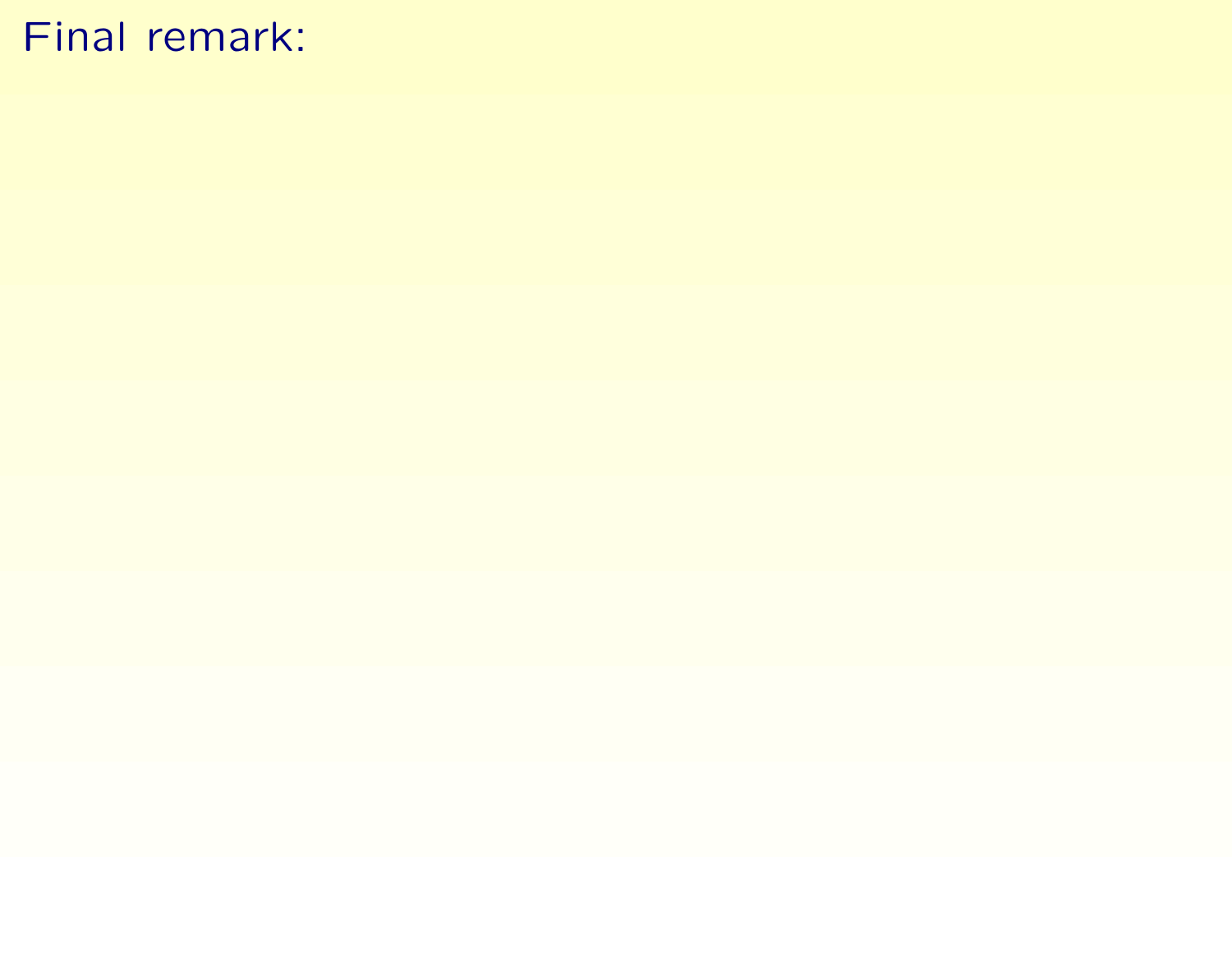Final remark: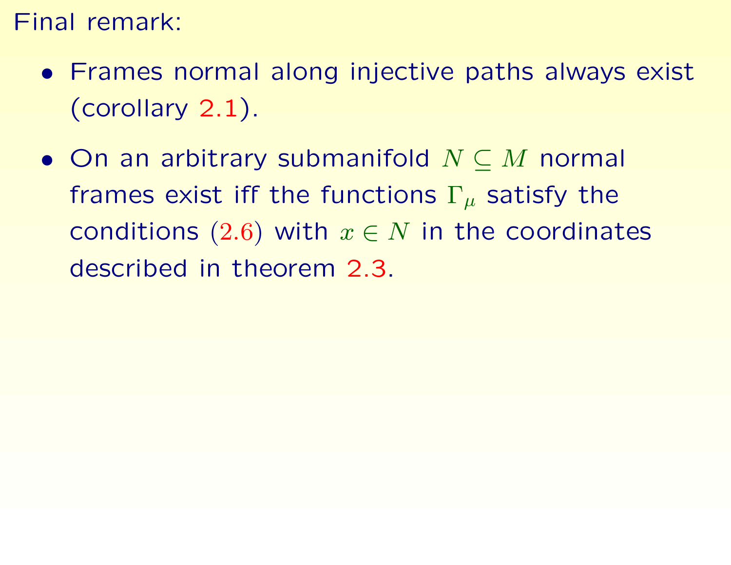Final remark:

- Frames normal along injective paths always exist (corollary 2.1).
- On an arbitrary submanifold $N \subseteq M$ normal frames exist iff the functions $\Gamma_\mu$ satisfy the conditions $(2.6)$ with $x \in N$ in the coordinates described in theorem 2.3.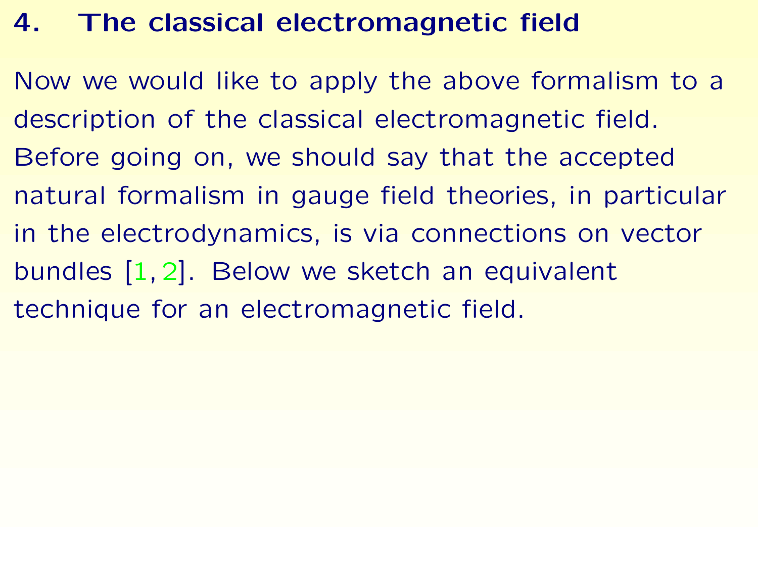# 4. The classical electromagnetic field

Now we would like to apply the above formalism to a description of the classical electromagnetic field. Before going on, we should say that the accepted natural formalism in gauge field theories, in particular in the electrodynamics, is via connections on vector bundles [1, 2]. Below we sketch an equivalent technique for an electromagnetic field.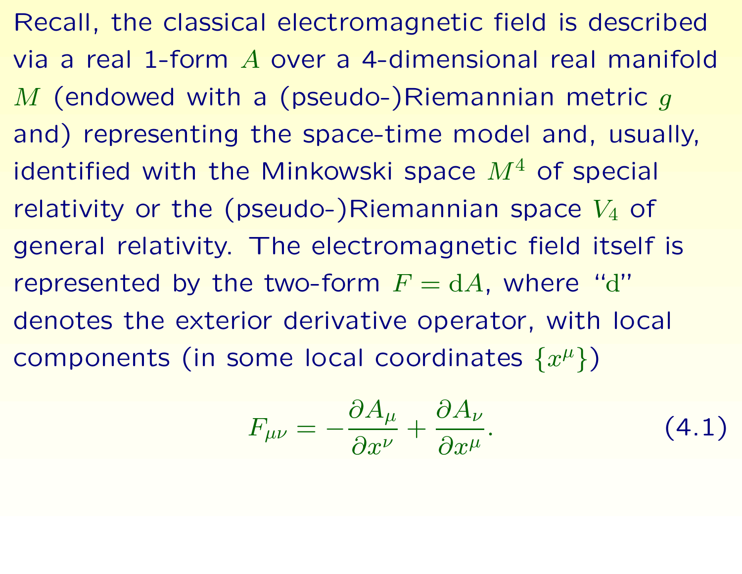Recall, the classical electromagnetic field is described via a real 1-form $A$ over a 4-dimensional real manifold $M$ (endowed with a (pseudo-)Riemannian metric $g$ and) representing the space-time model and, usually, identified with the Minkowski space $M^4$ of special relativity or the (pseudo-)Riemannian space $V_4$ of general relativity. The electromagnetic field itself is represented by the two-form $F = \mathrm{d}A$, where "$\mathrm{d}$" denotes the exterior derivative operator, with local components (in some local coordinates $\{x^\mu\}$)

$$F_{\mu\nu} = -\frac{\partial A_\mu}{\partial x^\nu} + \frac{\partial A_\nu}{\partial x^\mu}. \tag{4.1}$$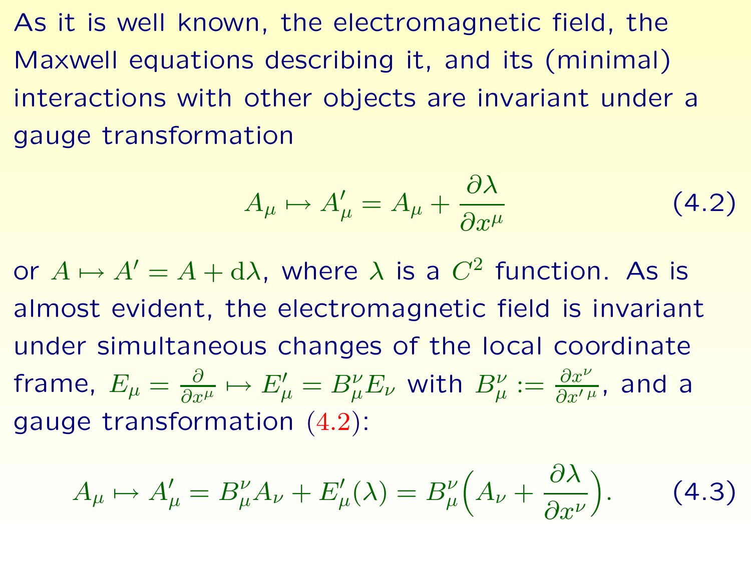As it is well known, the electromagnetic field, the Maxwell equations describing it, and its (minimal) interactions with other objects are invariant under a gauge transformation

$$A_\mu \mapsto A'_\mu = A_\mu + \frac{\partial \lambda}{\partial x^\mu} \tag{4.2}$$

or $A \mapsto A' = A + \mathrm{d}\lambda$, where $\lambda$ is a $C^2$ function. As is almost evident, the electromagnetic field is invariant under simultaneous changes of the local coordinate frame, $E_\mu = \frac{\partial}{\partial x^\mu} \mapsto E'_\mu = B^\nu_\mu E_\nu$ with $B^\nu_\mu := \frac{\partial x^\nu}{\partial x'^{\,\mu}}$, and a gauge transformation (4.2):

$$A_\mu \mapsto A'_\mu = B^\nu_\mu A_\nu + E'_\mu(\lambda) = B^\nu_\mu \Big( A_\nu + \frac{\partial \lambda}{\partial x^\nu} \Big). \tag{4.3}$$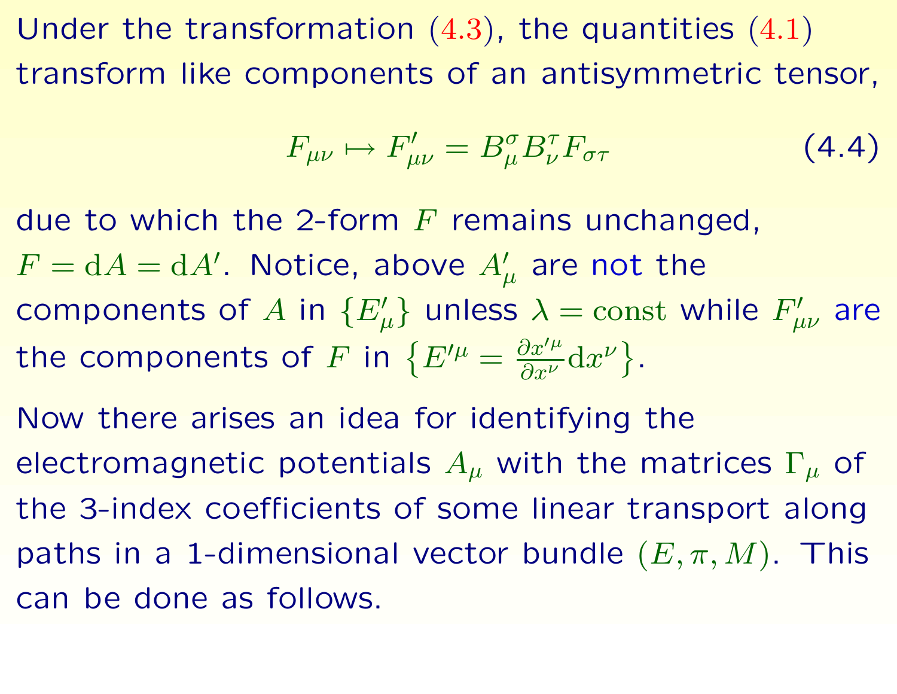Under the transformation (4.3), the quantities (4.1) transform like components of an antisymmetric tensor,

$$F_{\mu\nu} \mapsto F'_{\mu\nu} = B^{\sigma}_{\mu} B^{\tau}_{\nu} F_{\sigma\tau} \tag{4.4}$$

due to which the 2-form $F$ remains unchanged, $F = \mathrm{d}A = \mathrm{d}A'$. Notice, above $A'_{\mu}$ are not the components of $A$ in $\{E'_{\mu}\}$ unless $\lambda = \mathrm{const}$ while $F'_{\mu\nu}$ are the components of $F$ in $\left\{E'^{\mu} = \frac{\partial x'^{\mu}}{\partial x^{\nu}} \mathrm{d}x^{\nu}\right\}$.

Now there arises an idea for identifying the electromagnetic potentials $A_{\mu}$ with the matrices $\Gamma_{\mu}$ of the 3-index coefficients of some linear transport along paths in a 1-dimensional vector bundle $(E, \pi, M)$. This can be done as follows.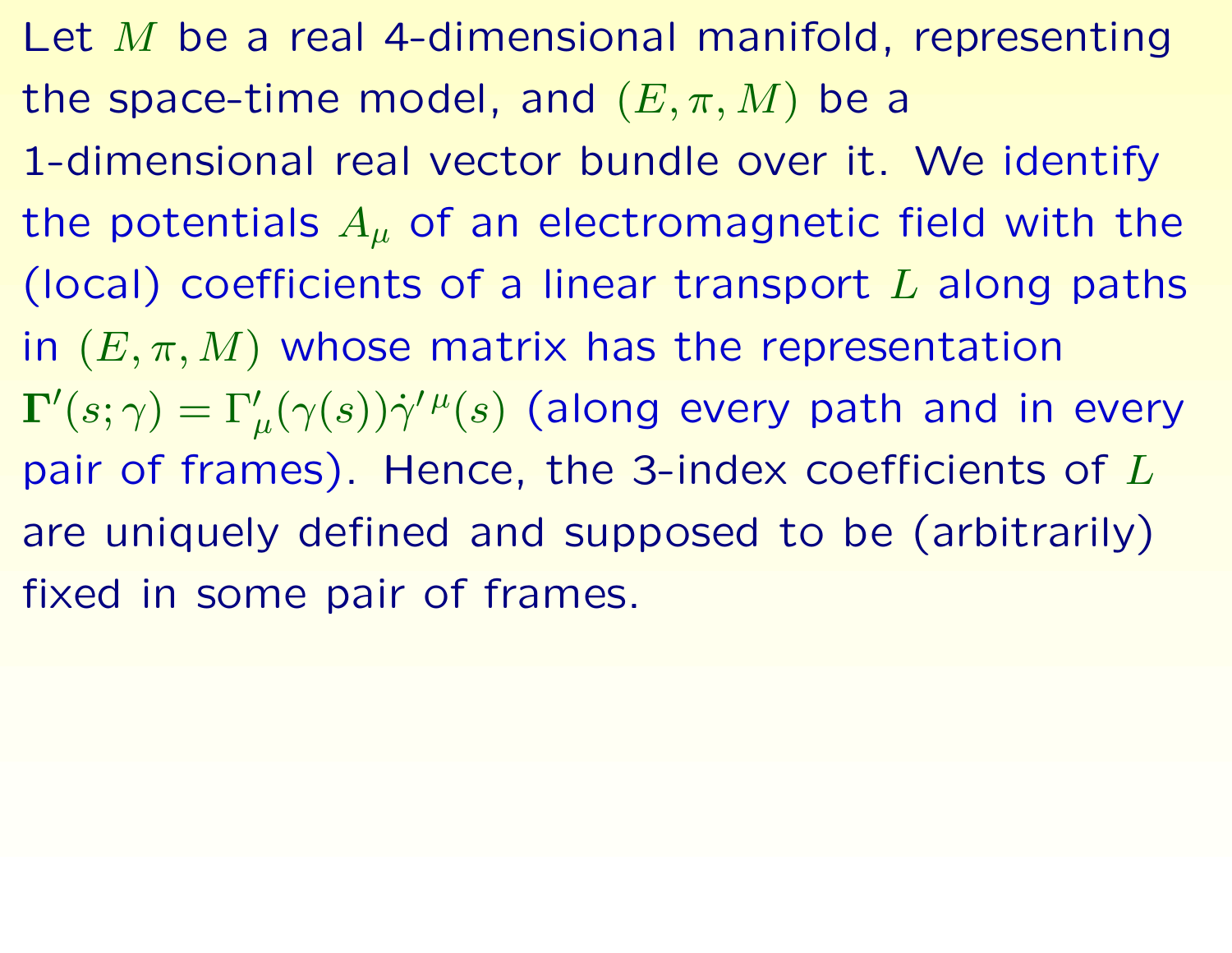Let $M$ be a real 4-dimensional manifold, representing the space-time model, and $(E, \pi, M)$ be a 1-dimensional real vector bundle over it. We identify the potentials $A_\mu$ of an electromagnetic field with the (local) coefficients of a linear transport $L$ along paths in $(E, \pi, M)$ whose matrix has the representation $\mathbf{\Gamma}'(s; \gamma) = \Gamma'_\mu(\gamma(s))\dot{\gamma}'^{\,\mu}(s)$ (along every path and in every pair of frames). Hence, the 3-index coefficients of $L$ are uniquely defined and supposed to be (arbitrarily) fixed in some pair of frames.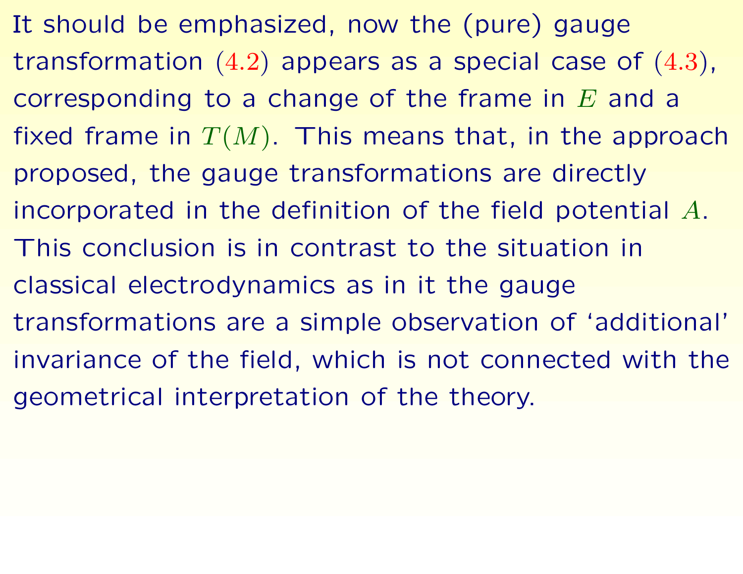It should be emphasized, now the (pure) gauge transformation (4.2) appears as a special case of (4.3), corresponding to a change of the frame in $E$ and a fixed frame in $T(M)$. This means that, in the approach proposed, the gauge transformations are directly incorporated in the definition of the field potential $A$. This conclusion is in contrast to the situation in classical electrodynamics as in it the gauge transformations are a simple observation of 'additional' invariance of the field, which is not connected with the geometrical interpretation of the theory.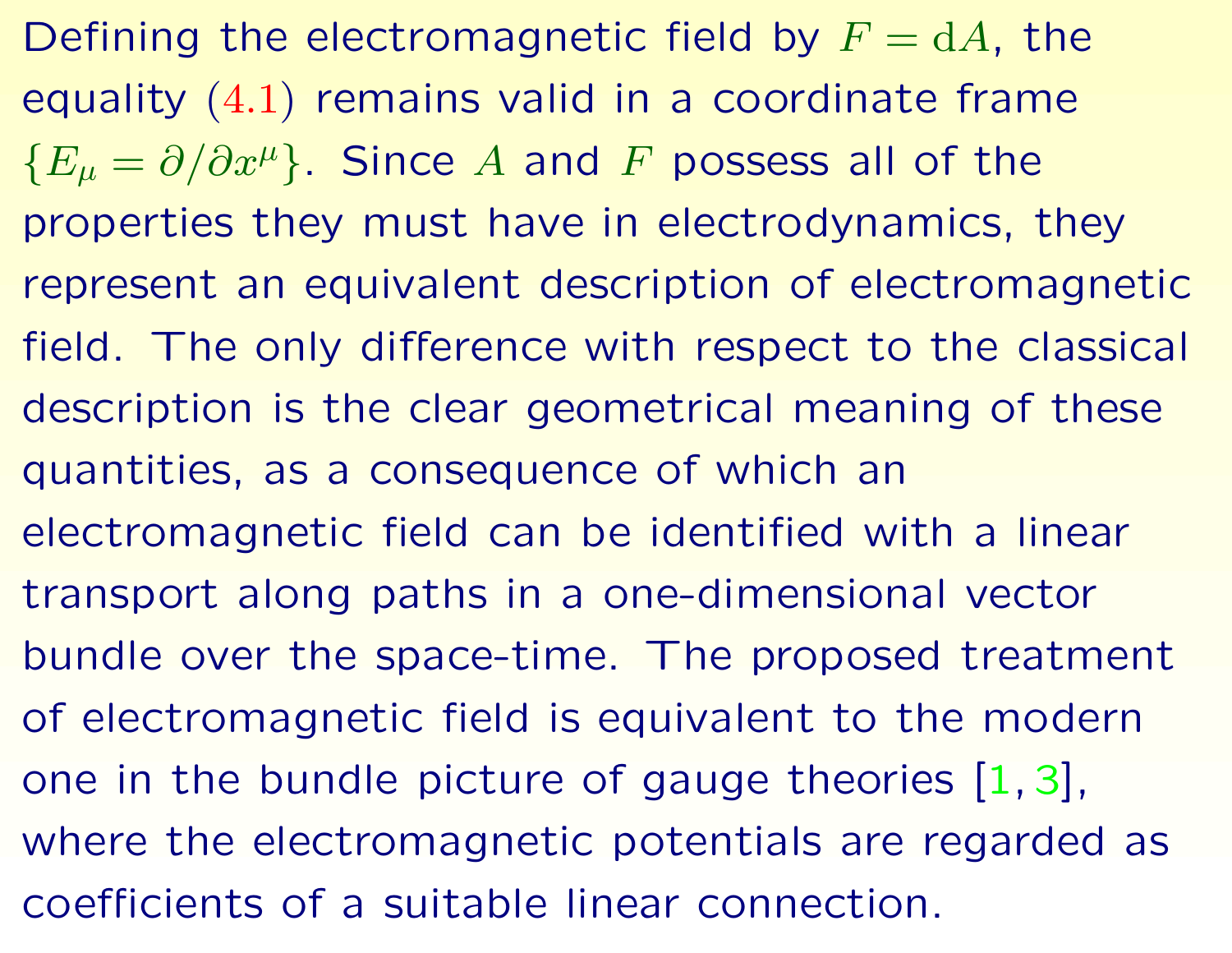Defining the electromagnetic field by $F = \mathrm{d}A$, the equality (4.1) remains valid in a coordinate frame $\{E_\mu = \partial/\partial x^\mu\}$. Since $A$ and $F$ possess all of the properties they must have in electrodynamics, they represent an equivalent description of electromagnetic field. The only difference with respect to the classical description is the clear geometrical meaning of these quantities, as a consequence of which an electromagnetic field can be identified with a linear transport along paths in a one-dimensional vector bundle over the space-time. The proposed treatment of electromagnetic field is equivalent to the modern one in the bundle picture of gauge theories [1, 3], where the electromagnetic potentials are regarded as coefficients of a suitable linear connection.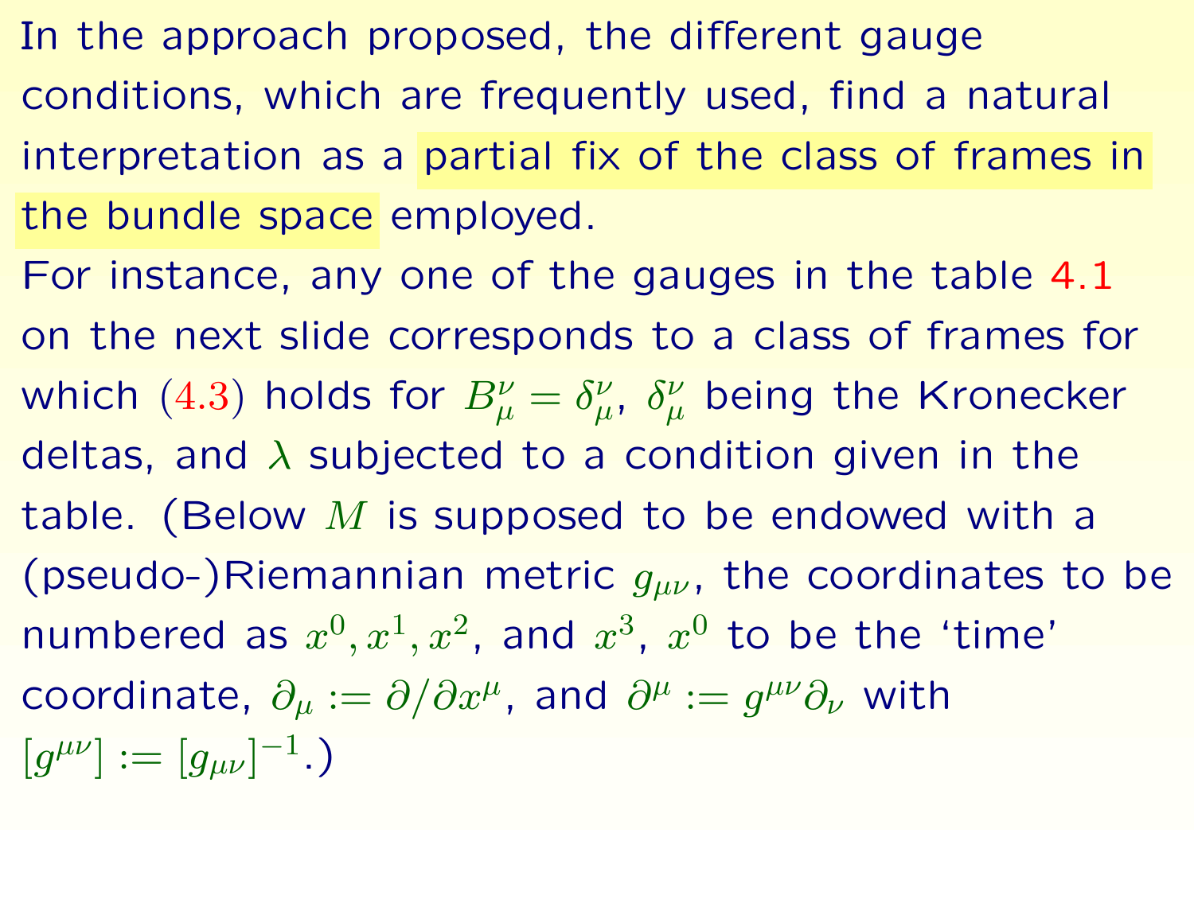In the approach proposed, the different gauge conditions, which are frequently used, find a natural interpretation as a partial fix of the class of frames in the bundle space employed.

For instance, any one of the gauges in the table 4.1 on the next slide corresponds to a class of frames for which (4.3) holds for $B_{\mu}^{\nu} = \delta_{\mu}^{\nu}$, $\delta_{\mu}^{\nu}$ being the Kronecker deltas, and $\lambda$ subjected to a condition given in the table. (Below $M$ is supposed to be endowed with a (pseudo-)Riemannian metric $g_{\mu\nu}$, the coordinates to be numbered as $x^0, x^1, x^2$, and $x^3$, $x^0$ to be the 'time' coordinate, $\partial_{\mu} := \partial/\partial x^{\mu}$, and $\partial^{\mu} := g^{\mu\nu}\partial_{\nu}$ with $[g^{\mu\nu}] := [g_{\mu\nu}]^{-1}$.)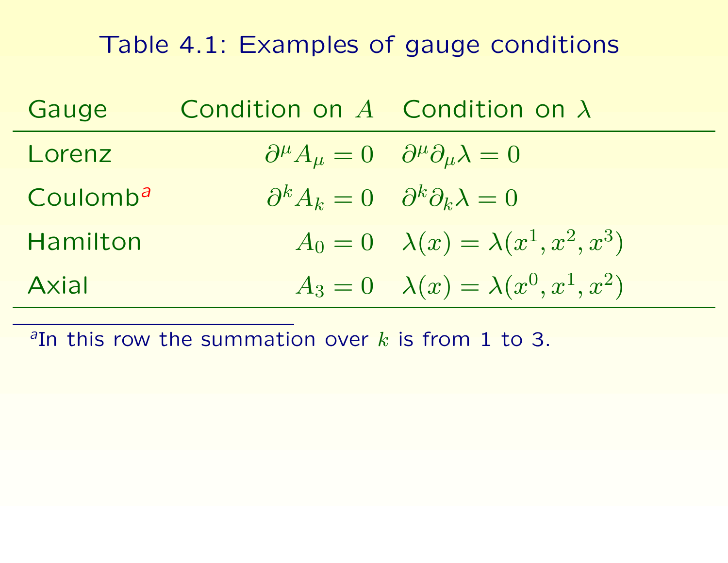## Table 4.1: Examples of gauge conditions

| Gauge | Condition on $A$ | Condition on $\lambda$ |
|---|---|---|
| Lorenz | $\partial^\mu A_\mu = 0$ | $\partial^\mu \partial_\mu \lambda = 0$ |
| Coulomb[a] | $\partial^k A_k = 0$ | $\partial^k \partial_k \lambda = 0$ |
| Hamilton | $A_0 = 0$ | $\lambda(x) = \lambda(x^1, x^2, x^3)$ |
| Axial | $A_3 = 0$ | $\lambda(x) = \lambda(x^0, x^1, x^2)$ |

[a] In this row the summation over $k$ is from 1 to 3.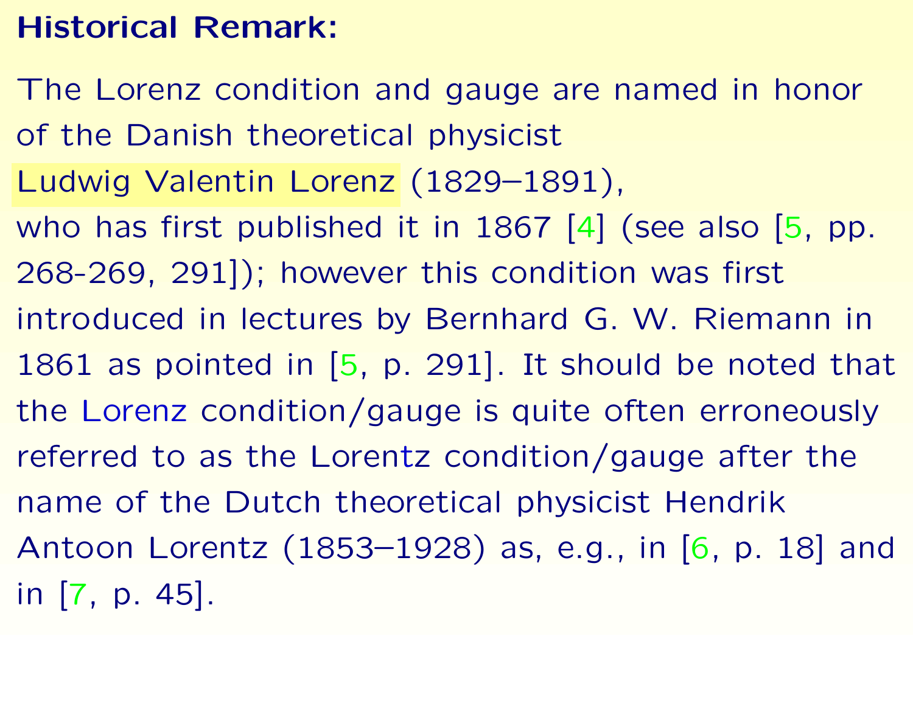**Historical Remark:**

The Lorenz condition and gauge are named in honor of the Danish theoretical physicist Ludwig Valentin Lorenz (1829–1891), who has first published it in 1867 [4] (see also [5, pp. 268-269, 291]); however this condition was first introduced in lectures by Bernhard G. W. Riemann in 1861 as pointed in [5, p. 291]. It should be noted that the Lorenz condition/gauge is quite often erroneously referred to as the Lorentz condition/gauge after the name of the Dutch theoretical physicist Hendrik Antoon Lorentz (1853–1928) as, e.g., in [6, p. 18] and in [7, p. 45].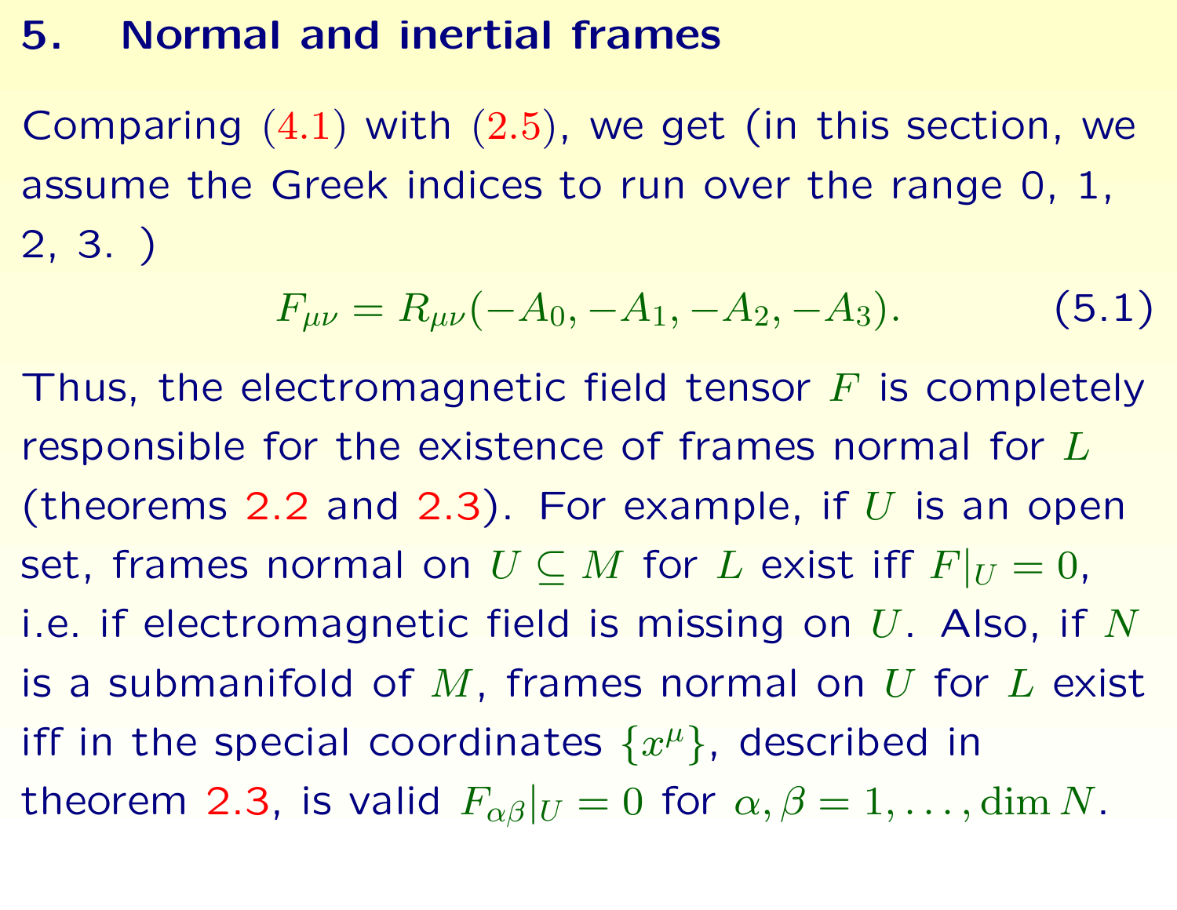## 5. Normal and inertial frames

Comparing (4.1) with (2.5), we get (in this section, we assume the Greek indices to run over the range 0, 1, 2, 3. )

$$F_{\mu\nu} = R_{\mu\nu}(-A_0, -A_1, -A_2, -A_3). \tag{5.1}$$

Thus, the electromagnetic field tensor $F$ is completely responsible for the existence of frames normal for $L$ (theorems 2.2 and 2.3). For example, if $U$ is an open set, frames normal on $U \subseteq M$ for $L$ exist iff $F|_U = 0$, i.e. if electromagnetic field is missing on $U$. Also, if $N$ is a submanifold of $M$, frames normal on $U$ for $L$ exist iff in the special coordinates $\{x^\mu\}$, described in theorem 2.3, is valid $F_{\alpha\beta}|_U = 0$ for $\alpha, \beta = 1, \ldots, \dim N$.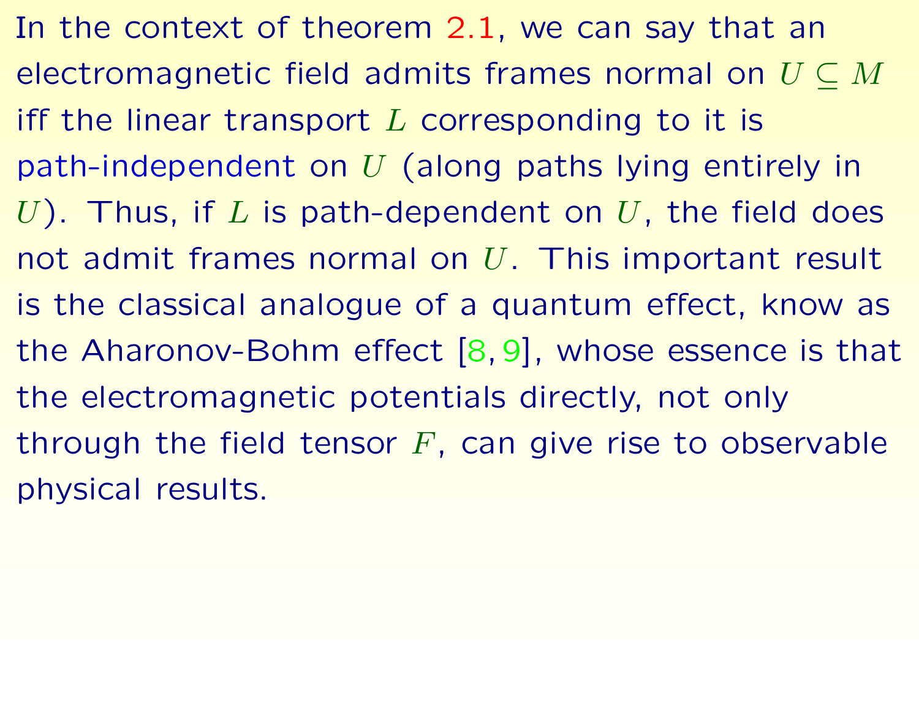In the context of theorem 2.1, we can say that an electromagnetic field admits frames normal on $U \subseteq M$ iff the linear transport $L$ corresponding to it is path-independent on $U$ (along paths lying entirely in $U$). Thus, if $L$ is path-dependent on $U$, the field does not admit frames normal on $U$. This important result is the classical analogue of a quantum effect, know as the Aharonov-Bohm effect [8, 9], whose essence is that the electromagnetic potentials directly, not only through the field tensor $F$, can give rise to observable physical results.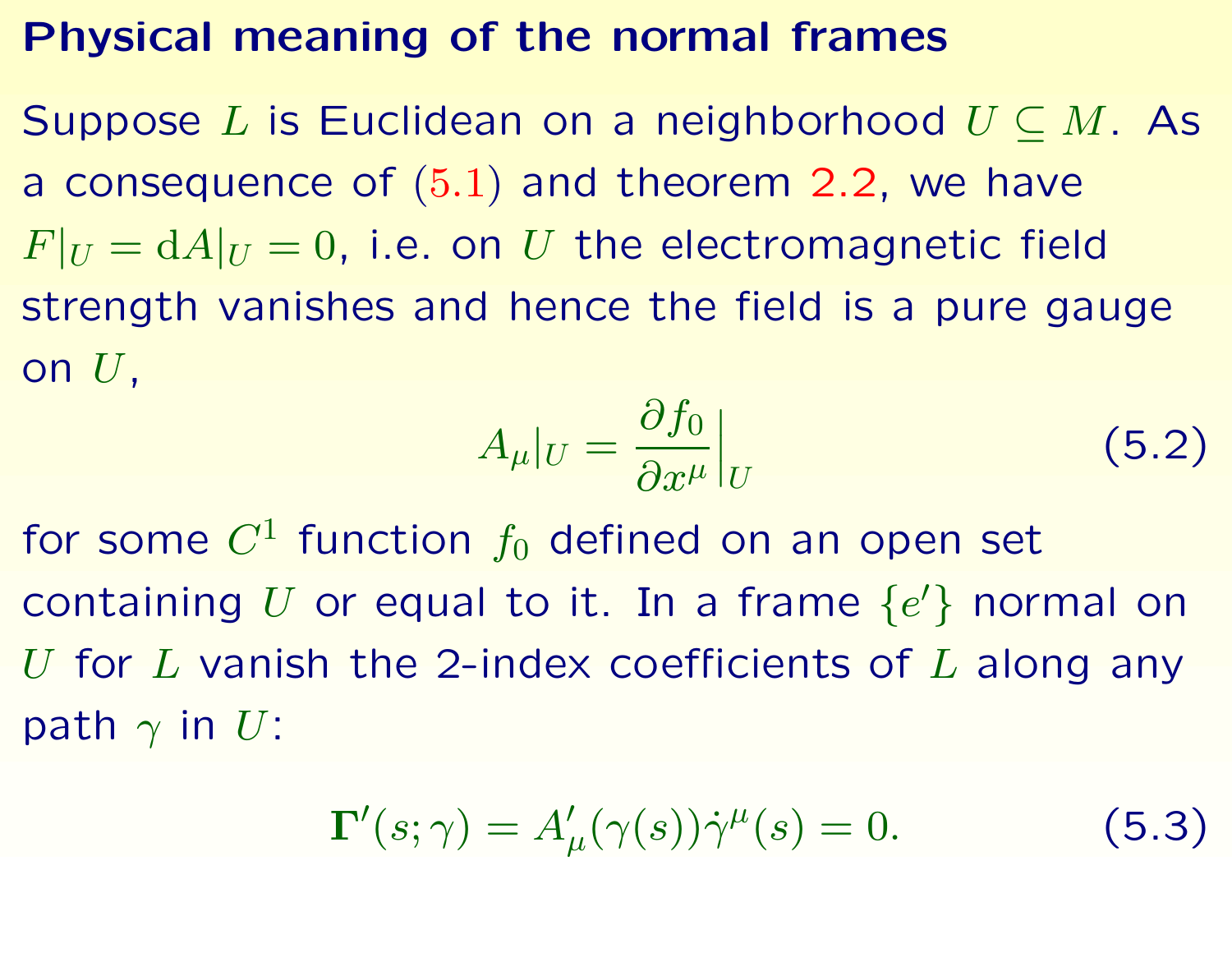## Physical meaning of the normal frames

Suppose $L$ is Euclidean on a neighborhood $U \subseteq M$. As a consequence of (5.1) and theorem 2.2, we have $F|_U = \mathrm{d}A|_U = 0$, i.e. on $U$ the electromagnetic field strength vanishes and hence the field is a pure gauge on $U$,

$$A_\mu|_U = \frac{\partial f_0}{\partial x^\mu}\Big|_U \tag{5.2}$$

for some $C^1$ function $f_0$ defined on an open set containing $U$ or equal to it. In a frame $\{e'\}$ normal on $U$ for $L$ vanish the 2-index coefficients of $L$ along any path $\gamma$ in $U$:

$$\mathbf{\Gamma}'(s;\gamma) = A'_\mu(\gamma(s))\dot{\gamma}^\mu(s) = 0. \tag{5.3}$$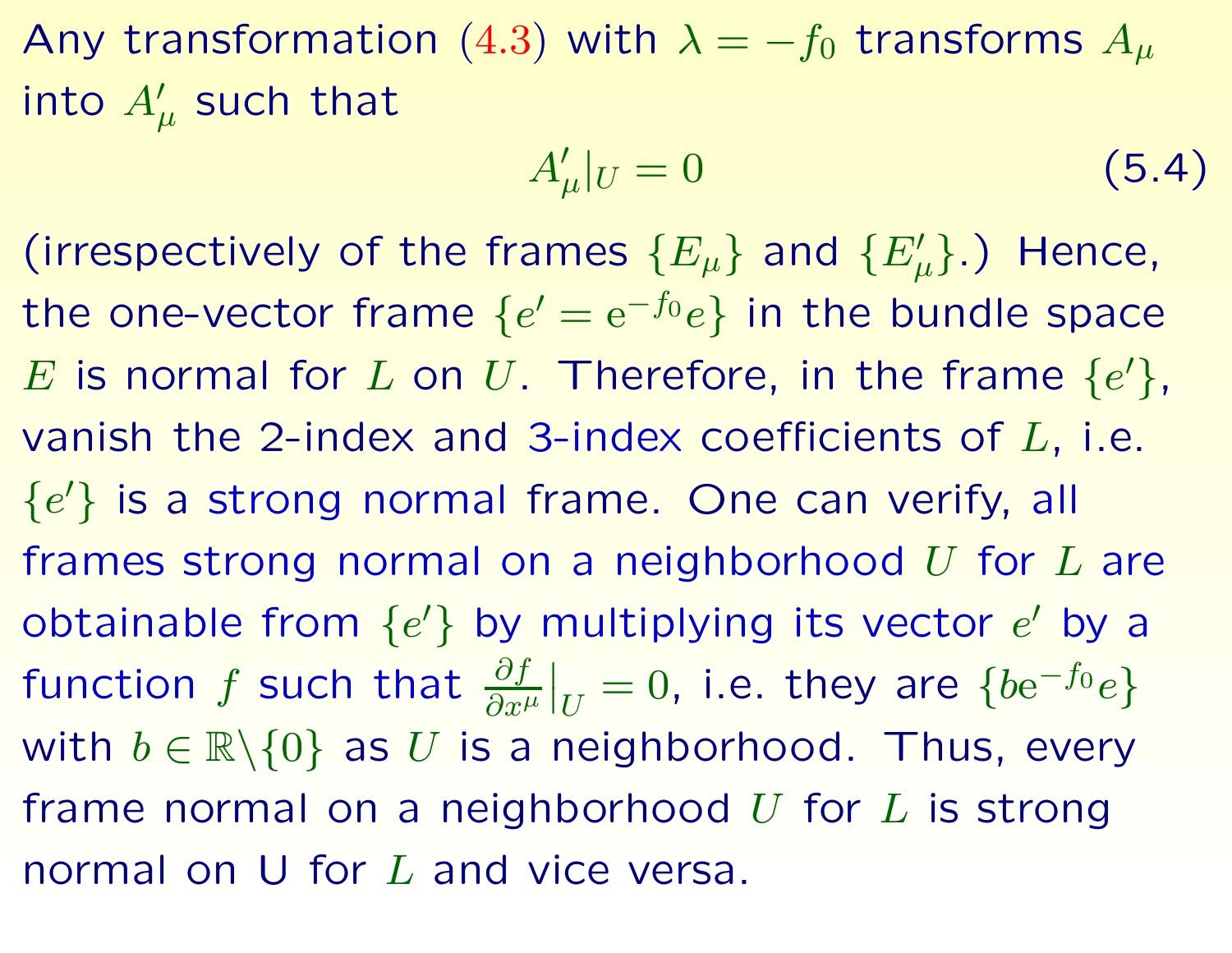Any transformation (4.3) with $\lambda = -f_0$ transforms $A_\mu$ into $A'_\mu$ such that

$$A'_\mu|_U = 0 \tag{5.4}$$

(irrespectively of the frames $\{E_\mu\}$ and $\{E'_\mu\}$.) Hence, the one-vector frame $\{e' = \mathrm{e}^{-f_0} e\}$ in the bundle space $E$ is normal for $L$ on $U$. Therefore, in the frame $\{e'\}$, vanish the 2-index and 3-index coefficients of $L$, i.e. $\{e'\}$ is a strong normal frame. One can verify, all frames strong normal on a neighborhood $U$ for $L$ are obtainable from $\{e'\}$ by multiplying its vector $e'$ by a function $f$ such that $\frac{\partial f}{\partial x^\mu}\big|_U = 0$, i.e. they are $\{b\mathrm{e}^{-f_0} e\}$ with $b \in \mathbb{R}\backslash\{0\}$ as $U$ is a neighborhood. Thus, every frame normal on a neighborhood $U$ for $L$ is strong normal on U for $L$ and vice versa.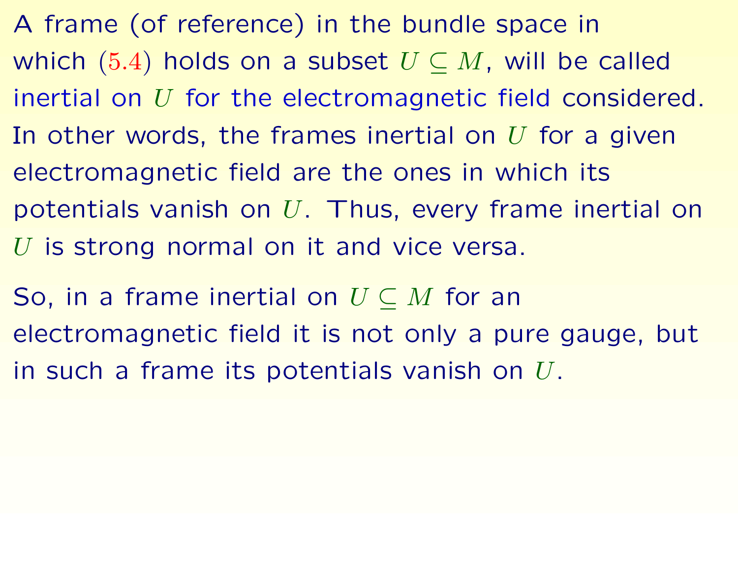A frame (of reference) in the bundle space in which $(5.4)$ holds on a subset $U \subseteq M$, will be called inertial on $U$ for the electromagnetic field considered. In other words, the frames inertial on $U$ for a given electromagnetic field are the ones in which its potentials vanish on $U$. Thus, every frame inertial on $U$ is strong normal on it and vice versa.

So, in a frame inertial on $U \subseteq M$ for an electromagnetic field it is not only a pure gauge, but in such a frame its potentials vanish on $U$.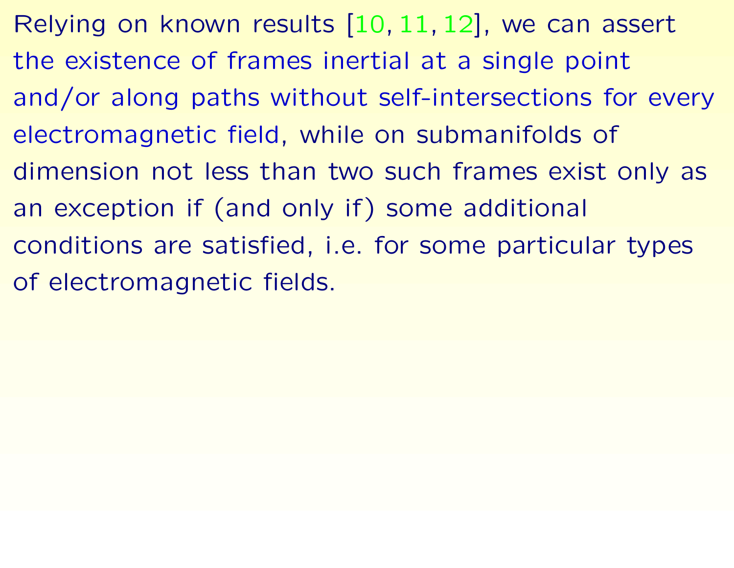Relying on known results [10, 11, 12], we can assert the existence of frames inertial at a single point and/or along paths without self-intersections for every electromagnetic field, while on submanifolds of dimension not less than two such frames exist only as an exception if (and only if) some additional conditions are satisfied, i.e. for some particular types of electromagnetic fields.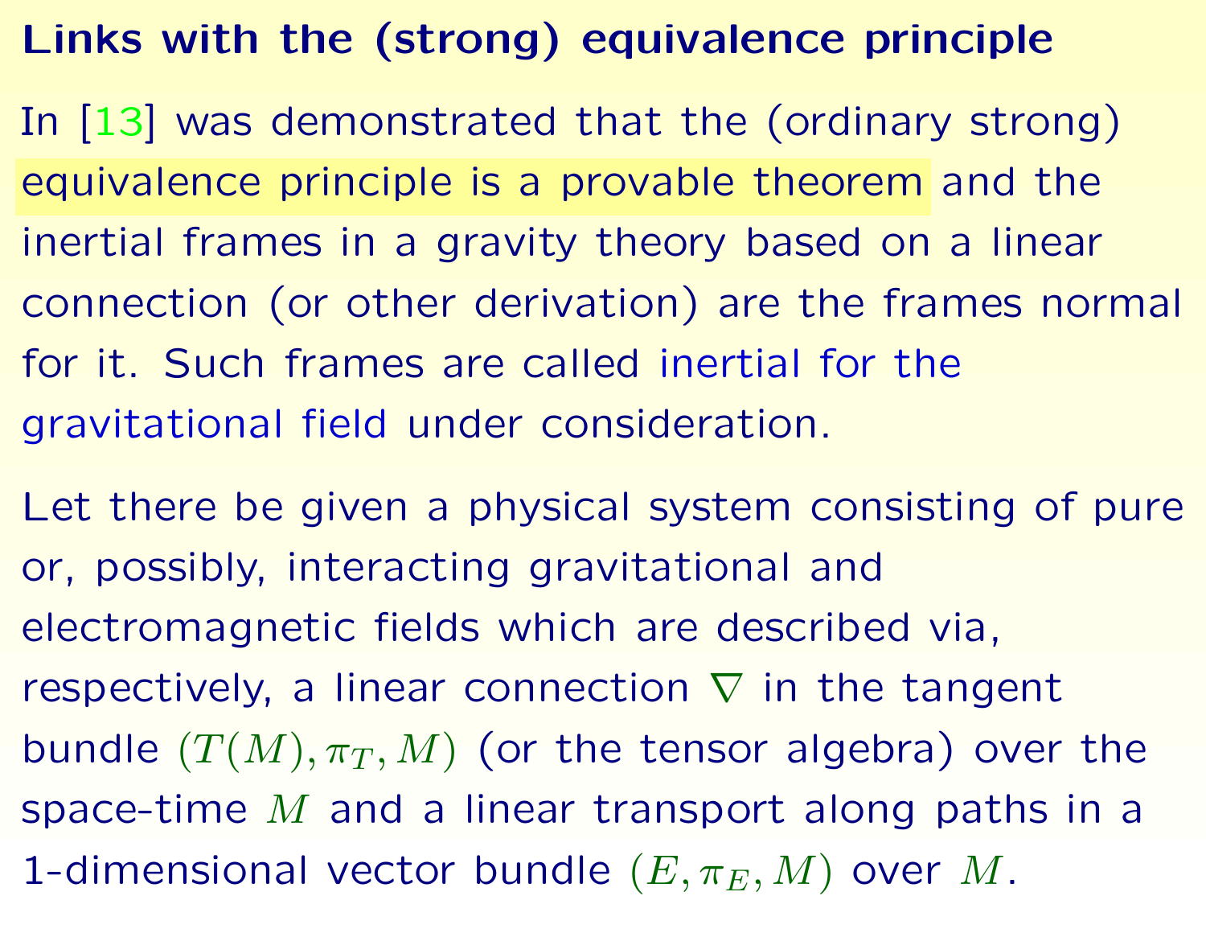## Links with the (strong) equivalence principle

In [13] was demonstrated that the (ordinary strong) equivalence principle is a provable theorem and the inertial frames in a gravity theory based on a linear connection (or other derivation) are the frames normal for it. Such frames are called inertial for the gravitational field under consideration.

Let there be given a physical system consisting of pure or, possibly, interacting gravitational and electromagnetic fields which are described via, respectively, a linear connection $\nabla$ in the tangent bundle $(T(M), \pi_T, M)$ (or the tensor algebra) over the space-time $M$ and a linear transport along paths in a 1-dimensional vector bundle $(E, \pi_E, M)$ over $M$.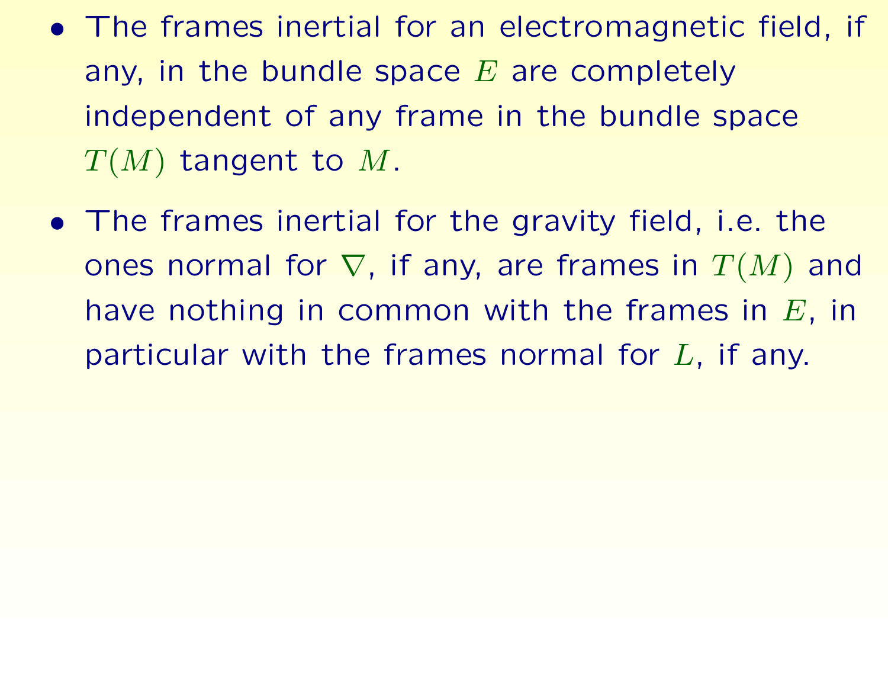- The frames inertial for an electromagnetic field, if any, in the bundle space $E$ are completely independent of any frame in the bundle space $T(M)$ tangent to $M$.
- The frames inertial for the gravity field, i.e. the ones normal for $\nabla$, if any, are frames in $T(M)$ and have nothing in common with the frames in $E$, in particular with the frames normal for $L$, if any.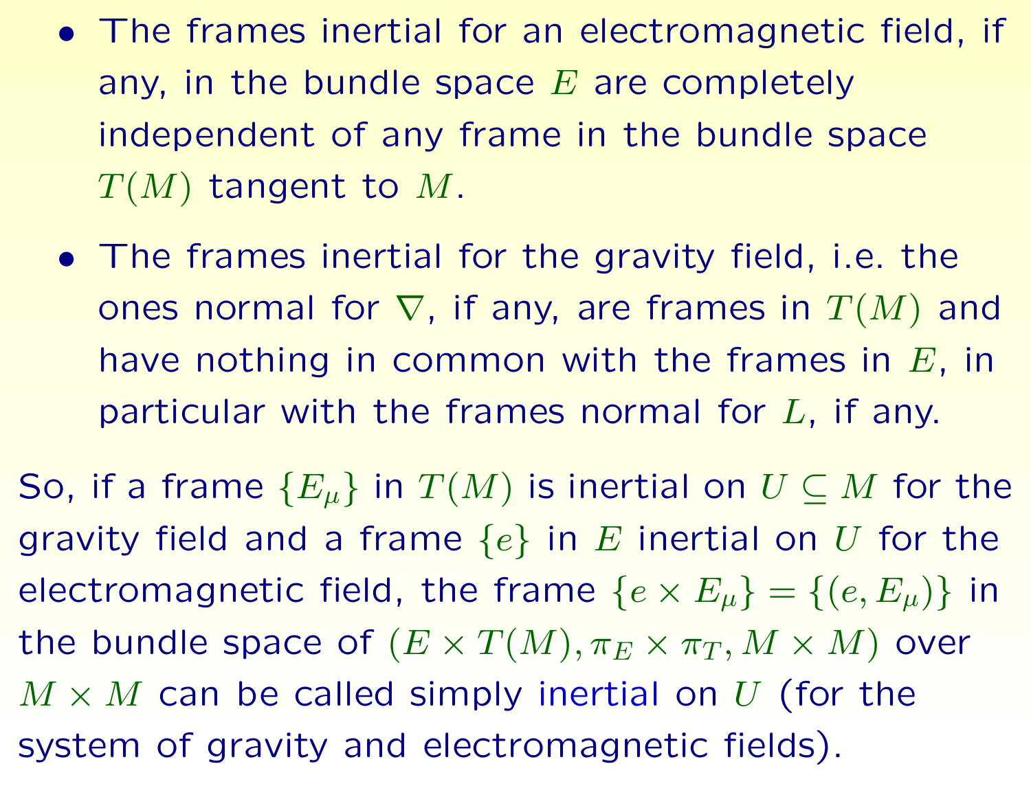- The frames inertial for an electromagnetic field, if any, in the bundle space $E$ are completely independent of any frame in the bundle space $T(M)$ tangent to $M$.
- The frames inertial for the gravity field, i.e. the ones normal for $\nabla$, if any, are frames in $T(M)$ and have nothing in common with the frames in $E$, in particular with the frames normal for $L$, if any.

So, if a frame $\{E_\mu\}$ in $T(M)$ is inertial on $U \subseteq M$ for the gravity field and a frame $\{e\}$ in $E$ inertial on $U$ for the electromagnetic field, the frame $\{e \times E_\mu\} = \{(e, E_\mu)\}$ in the bundle space of $(E \times T(M), \pi_E \times \pi_T, M \times M)$ over $M \times M$ can be called simply inertial on $U$ (for the system of gravity and electromagnetic fields).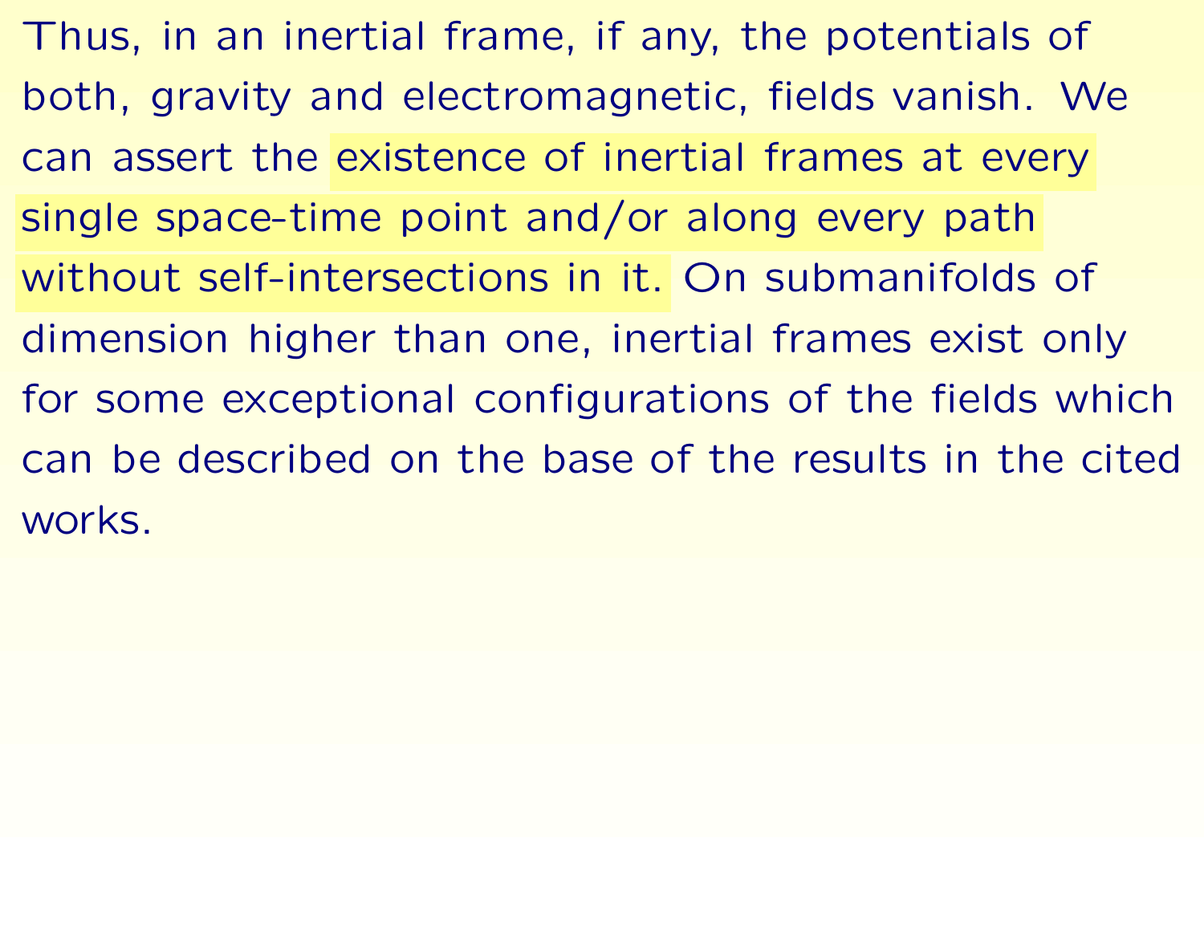Thus, in an inertial frame, if any, the potentials of both, gravity and electromagnetic, fields vanish. We can assert the existence of inertial frames at every single space-time point and/or along every path without self-intersections in it. On submanifolds of dimension higher than one, inertial frames exist only for some exceptional configurations of the fields which can be described on the base of the results in the cited works.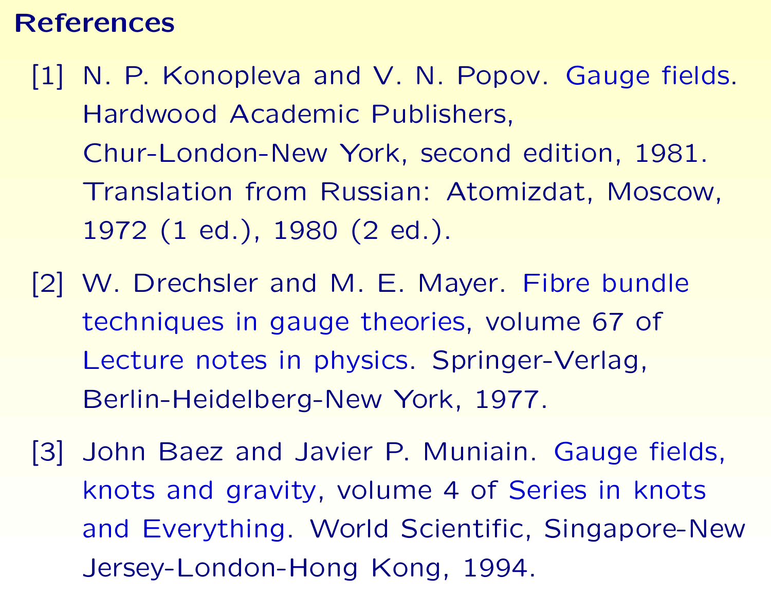## References

[1] N. P. Konopleva and V. N. Popov. Gauge fields. Hardwood Academic Publishers, Chur-London-New York, second edition, 1981. Translation from Russian: Atomizdat, Moscow, 1972 (1 ed.), 1980 (2 ed.).

[2] W. Drechsler and M. E. Mayer. Fibre bundle techniques in gauge theories, volume 67 of Lecture notes in physics. Springer-Verlag, Berlin-Heidelberg-New York, 1977.

[3] John Baez and Javier P. Muniain. Gauge fields, knots and gravity, volume 4 of Series in knots and Everything. World Scientific, Singapore-New Jersey-London-Hong Kong, 1994.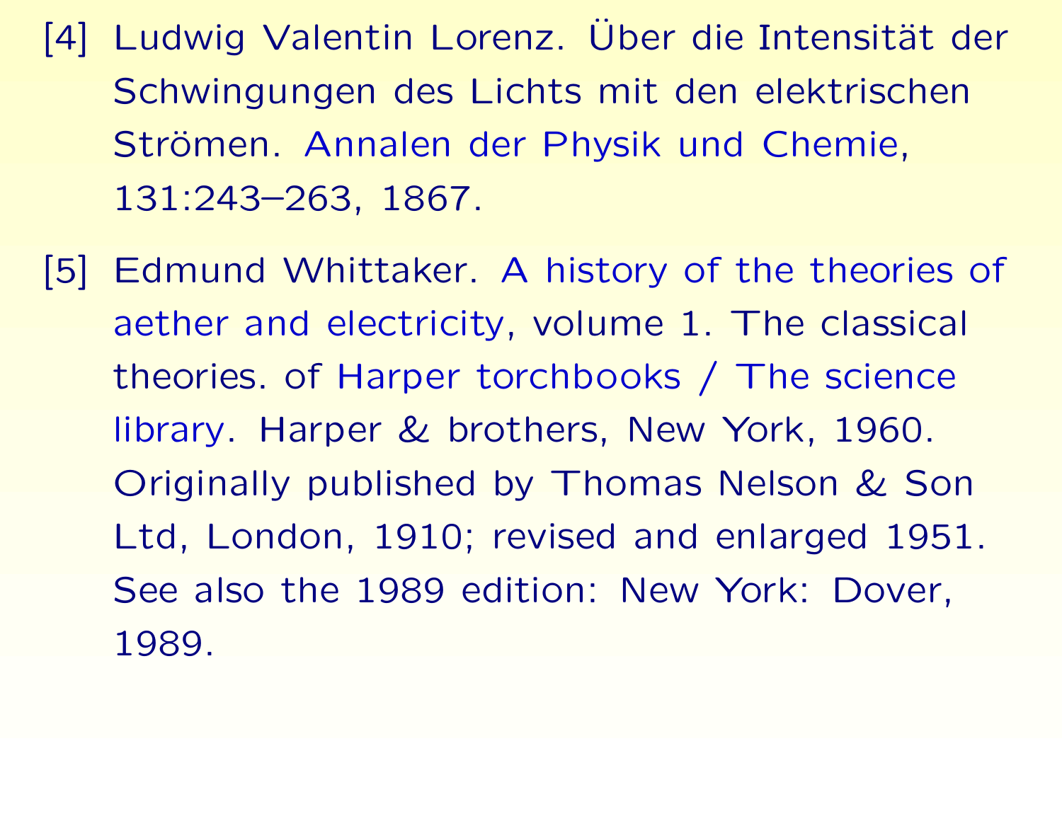[4] Ludwig Valentin Lorenz. Über die Intensität der Schwingungen des Lichts mit den elektrischen Strömen. Annalen der Physik und Chemie, 131:243–263, 1867.

[5] Edmund Whittaker. A history of the theories of aether and electricity, volume 1. The classical theories. of Harper torchbooks / The science library. Harper & brothers, New York, 1960. Originally published by Thomas Nelson & Son Ltd, London, 1910; revised and enlarged 1951. See also the 1989 edition: New York: Dover, 1989.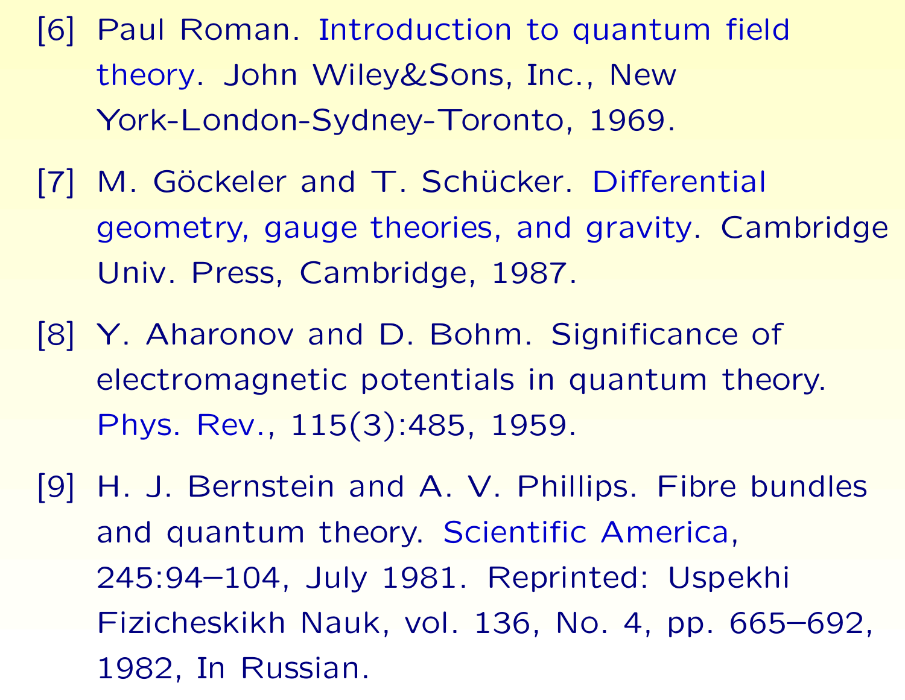[6] Paul Roman. Introduction to quantum field theory. John Wiley&Sons, Inc., New York-London-Sydney-Toronto, 1969.

[7] M. Göckeler and T. Schücker. Differential geometry, gauge theories, and gravity. Cambridge Univ. Press, Cambridge, 1987.

[8] Y. Aharonov and D. Bohm. Significance of electromagnetic potentials in quantum theory. Phys. Rev., 115(3):485, 1959.

[9] H. J. Bernstein and A. V. Phillips. Fibre bundles and quantum theory. Scientific America, 245:94–104, July 1981. Reprinted: Uspekhi Fizicheskikh Nauk, vol. 136, No. 4, pp. 665–692, 1982, In Russian.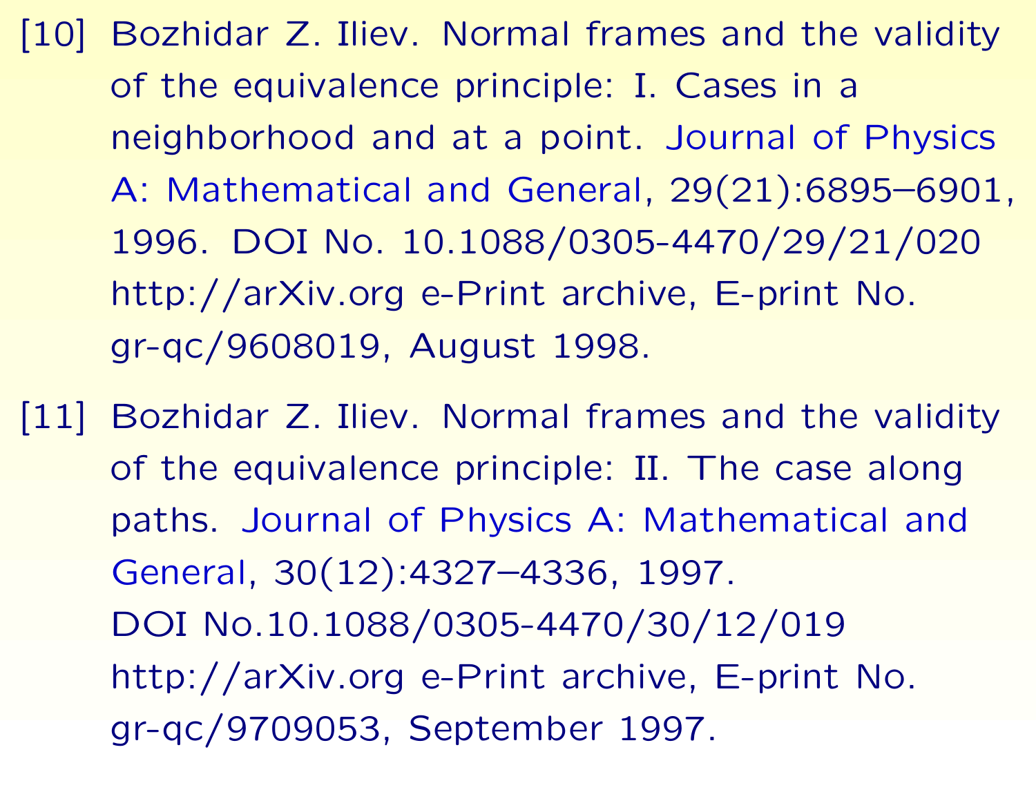[10] Bozhidar Z. Iliev. Normal frames and the validity of the equivalence principle: I. Cases in a neighborhood and at a point. Journal of Physics A: Mathematical and General, 29(21):6895–6901, 1996. DOI No. 10.1088/0305-4470/29/21/020 http://arXiv.org e-Print archive, E-print No. gr-qc/9608019, August 1998.

[11] Bozhidar Z. Iliev. Normal frames and the validity of the equivalence principle: II. The case along paths. Journal of Physics A: Mathematical and General, 30(12):4327–4336, 1997. DOI No.10.1088/0305-4470/30/12/019 http://arXiv.org e-Print archive, E-print No. gr-qc/9709053, September 1997.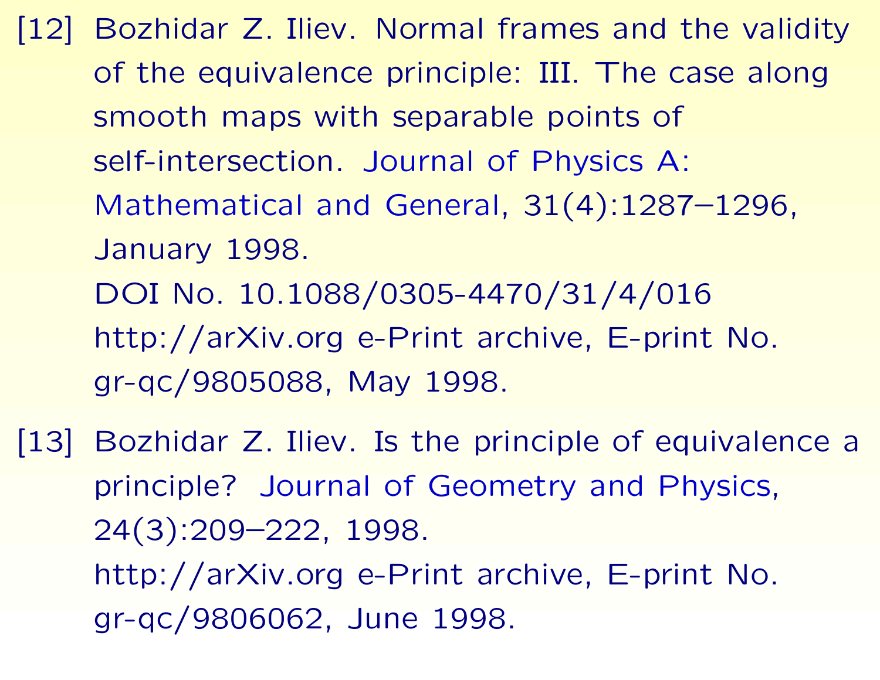[12] Bozhidar Z. Iliev. Normal frames and the validity of the equivalence principle: III. The case along smooth maps with separable points of self-intersection. Journal of Physics A: Mathematical and General, 31(4):1287–1296, January 1998.
DOI No. 10.1088/0305-4470/31/4/016
http://arXiv.org e-Print archive, E-print No. gr-qc/9805088, May 1998.

[13] Bozhidar Z. Iliev. Is the principle of equivalence a principle? Journal of Geometry and Physics, 24(3):209–222, 1998.
http://arXiv.org e-Print archive, E-print No. gr-qc/9806062, June 1998.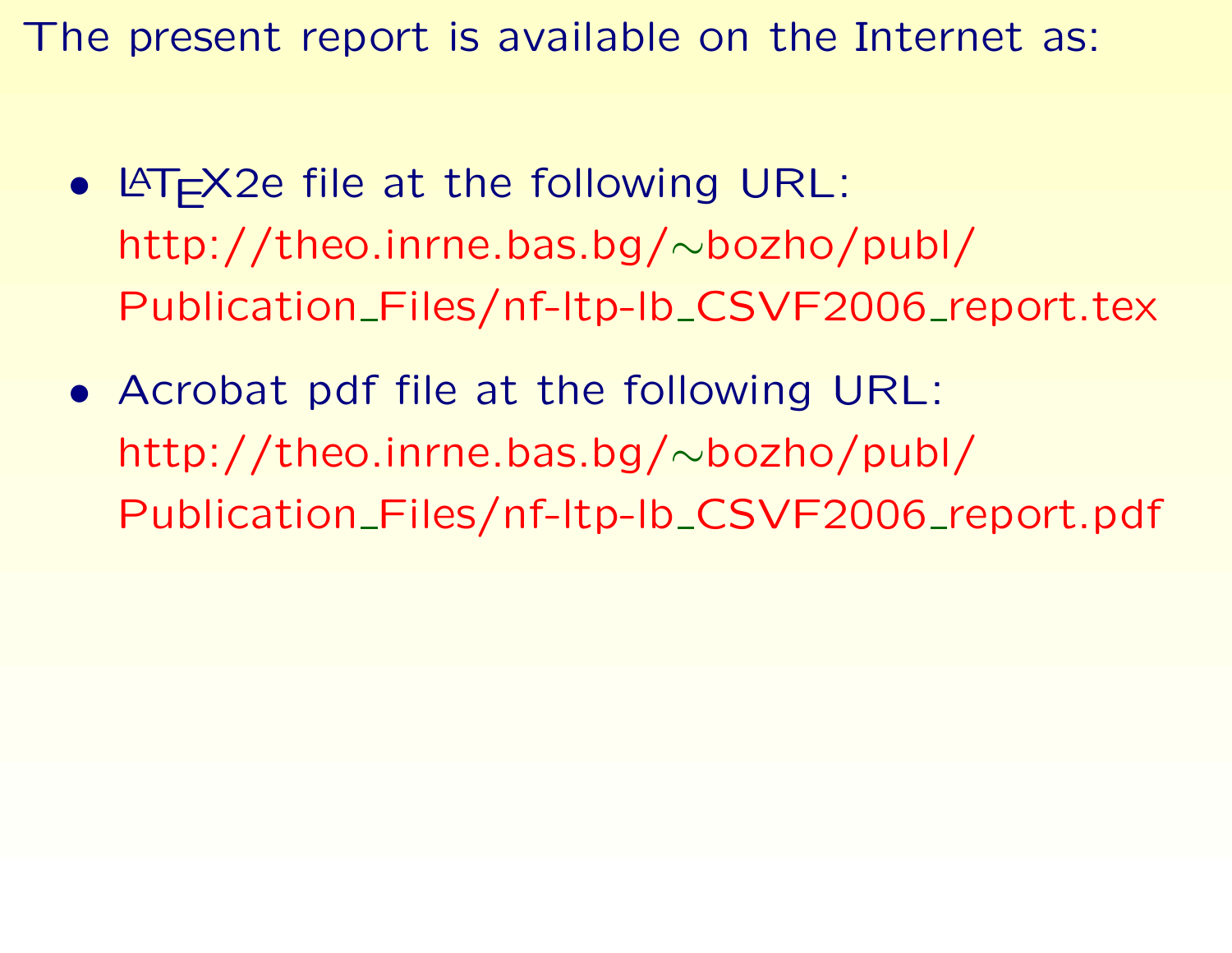The present report is available on the Internet as:

- LaTeX2e file at the following URL:
  http://theo.inrne.bas.bg/~bozho/publ/Publication_Files/nf-ltp-lb_CSVF2006_report.tex
- Acrobat pdf file at the following URL:
  http://theo.inrne.bas.bg/~bozho/publ/Publication_Files/nf-ltp-lb_CSVF2006_report.pdf